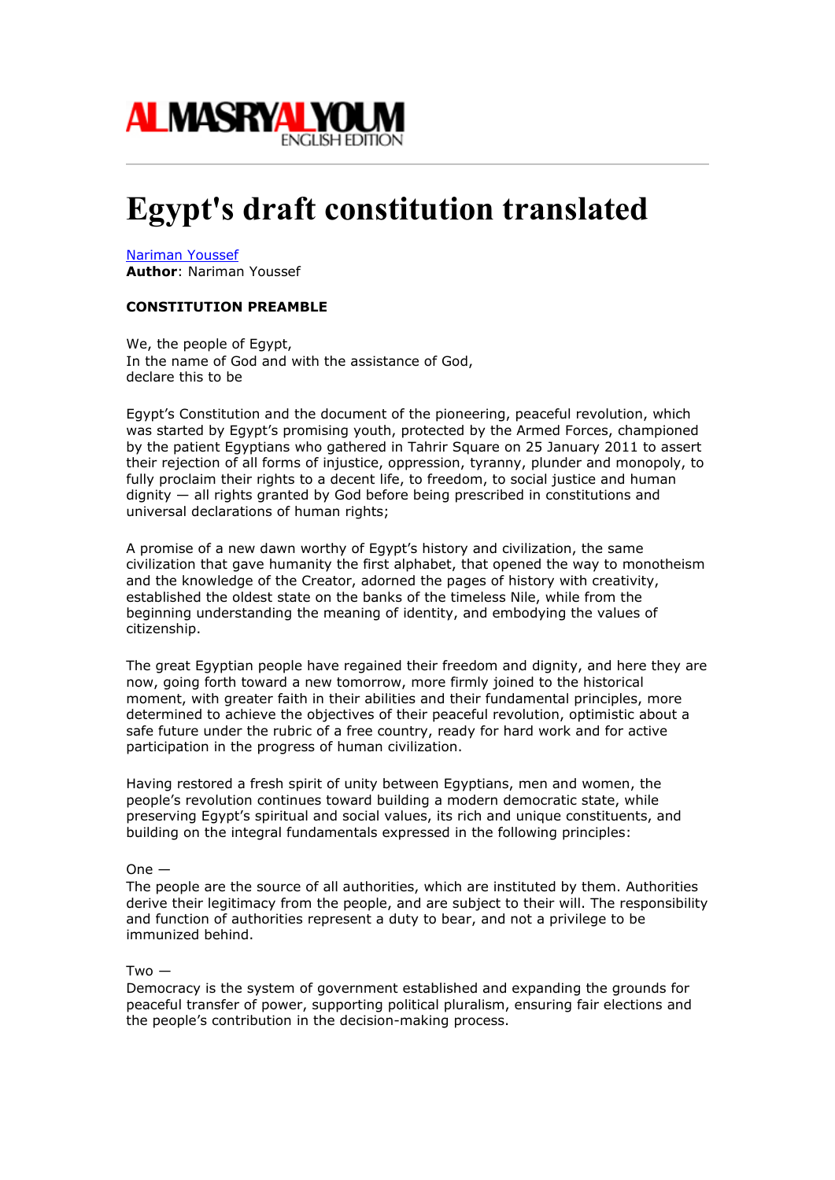ALMASRYALYOUM
ENGLISH EDITION

# Egypt's draft constitution translated

Nariman Youssef
**Author**: Nariman Youssef

**CONSTITUTION PREAMBLE**

We, the people of Egypt,
In the name of God and with the assistance of God,
declare this to be

Egypt's Constitution and the document of the pioneering, peaceful revolution, which was started by Egypt's promising youth, protected by the Armed Forces, championed by the patient Egyptians who gathered in Tahrir Square on 25 January 2011 to assert their rejection of all forms of injustice, oppression, tyranny, plunder and monopoly, to fully proclaim their rights to a decent life, to freedom, to social justice and human dignity — all rights granted by God before being prescribed in constitutions and universal declarations of human rights;

A promise of a new dawn worthy of Egypt's history and civilization, the same civilization that gave humanity the first alphabet, that opened the way to monotheism and the knowledge of the Creator, adorned the pages of history with creativity, established the oldest state on the banks of the timeless Nile, while from the beginning understanding the meaning of identity, and embodying the values of citizenship.

The great Egyptian people have regained their freedom and dignity, and here they are now, going forth toward a new tomorrow, more firmly joined to the historical moment, with greater faith in their abilities and their fundamental principles, more determined to achieve the objectives of their peaceful revolution, optimistic about a safe future under the rubric of a free country, ready for hard work and for active participation in the progress of human civilization.

Having restored a fresh spirit of unity between Egyptians, men and women, the people's revolution continues toward building a modern democratic state, while preserving Egypt's spiritual and social values, its rich and unique constituents, and building on the integral fundamentals expressed in the following principles:

One —
The people are the source of all authorities, which are instituted by them. Authorities derive their legitimacy from the people, and are subject to their will. The responsibility and function of authorities represent a duty to bear, and not a privilege to be immunized behind.

Two —
Democracy is the system of government established and expanding the grounds for peaceful transfer of power, supporting political pluralism, ensuring fair elections and the people's contribution in the decision-making process.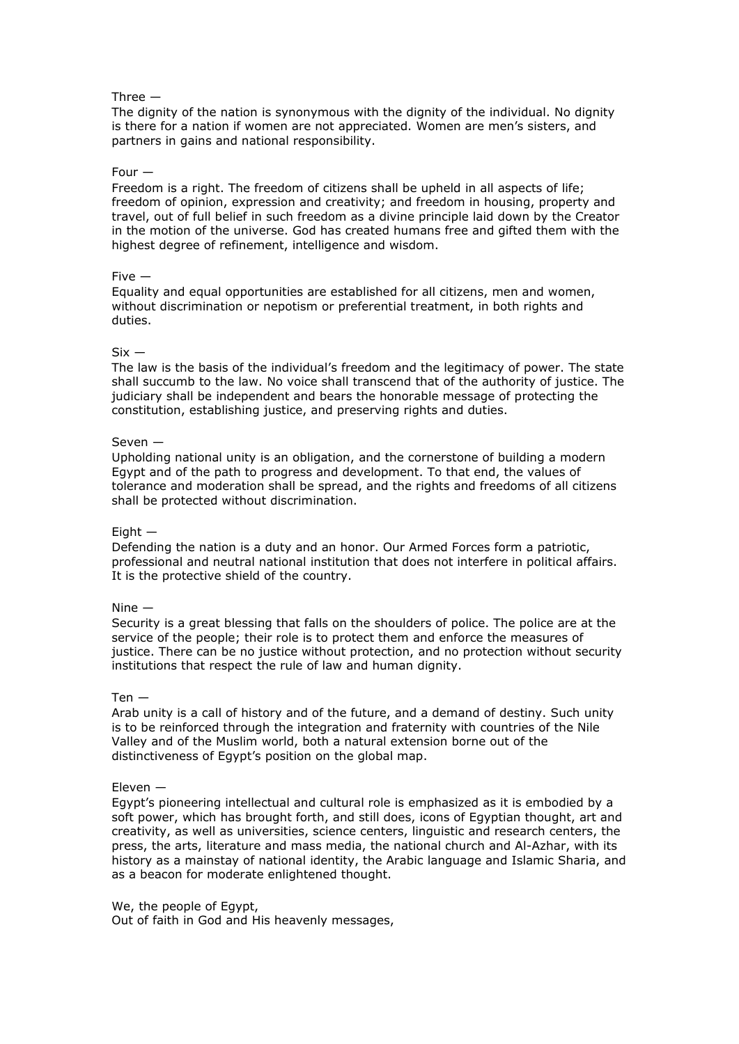Three —
The dignity of the nation is synonymous with the dignity of the individual. No dignity is there for a nation if women are not appreciated. Women are men's sisters, and partners in gains and national responsibility.

Four —
Freedom is a right. The freedom of citizens shall be upheld in all aspects of life; freedom of opinion, expression and creativity; and freedom in housing, property and travel, out of full belief in such freedom as a divine principle laid down by the Creator in the motion of the universe. God has created humans free and gifted them with the highest degree of refinement, intelligence and wisdom.

Five —
Equality and equal opportunities are established for all citizens, men and women, without discrimination or nepotism or preferential treatment, in both rights and duties.

Six —
The law is the basis of the individual's freedom and the legitimacy of power. The state shall succumb to the law. No voice shall transcend that of the authority of justice. The judiciary shall be independent and bears the honorable message of protecting the constitution, establishing justice, and preserving rights and duties.

Seven —
Upholding national unity is an obligation, and the cornerstone of building a modern Egypt and of the path to progress and development. To that end, the values of tolerance and moderation shall be spread, and the rights and freedoms of all citizens shall be protected without discrimination.

Eight —
Defending the nation is a duty and an honor. Our Armed Forces form a patriotic, professional and neutral national institution that does not interfere in political affairs. It is the protective shield of the country.

Nine —
Security is a great blessing that falls on the shoulders of police. The police are at the service of the people; their role is to protect them and enforce the measures of justice. There can be no justice without protection, and no protection without security institutions that respect the rule of law and human dignity.

Ten —
Arab unity is a call of history and of the future, and a demand of destiny. Such unity is to be reinforced through the integration and fraternity with countries of the Nile Valley and of the Muslim world, both a natural extension borne out of the distinctiveness of Egypt's position on the global map.

Eleven —
Egypt's pioneering intellectual and cultural role is emphasized as it is embodied by a soft power, which has brought forth, and still does, icons of Egyptian thought, art and creativity, as well as universities, science centers, linguistic and research centers, the press, the arts, literature and mass media, the national church and Al-Azhar, with its history as a mainstay of national identity, the Arabic language and Islamic Sharia, and as a beacon for moderate enlightened thought.

We, the people of Egypt,
Out of faith in God and His heavenly messages,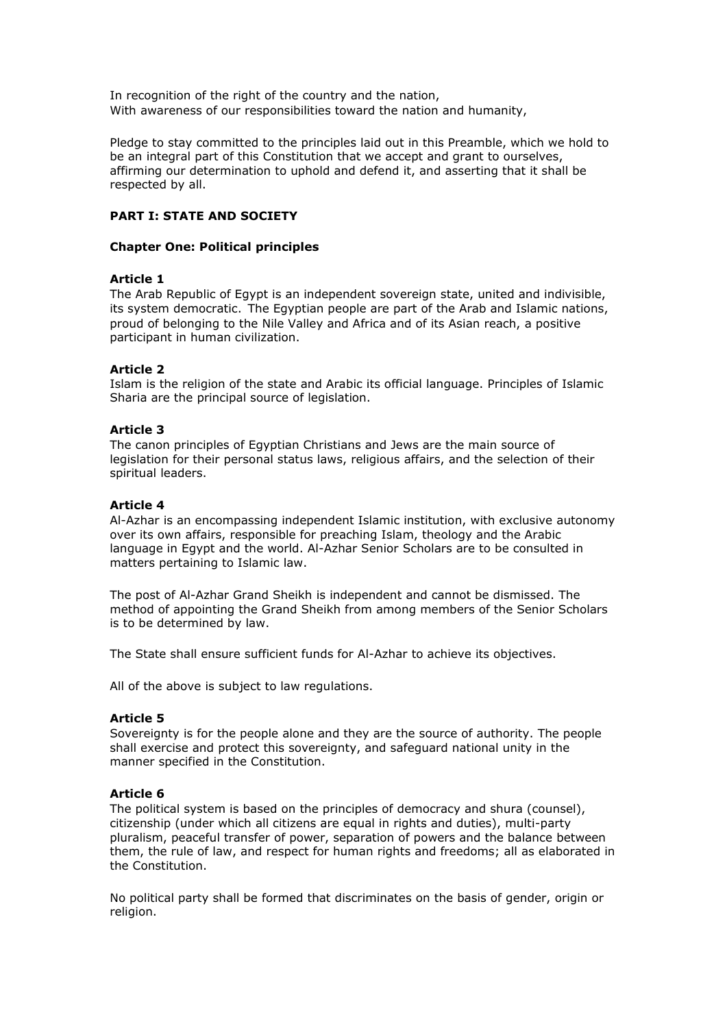In recognition of the right of the country and the nation,
With awareness of our responsibilities toward the nation and humanity,

Pledge to stay committed to the principles laid out in this Preamble, which we hold to be an integral part of this Constitution that we accept and grant to ourselves, affirming our determination to uphold and defend it, and asserting that it shall be respected by all.

## PART I: STATE AND SOCIETY

### Chapter One: Political principles

#### Article 1

The Arab Republic of Egypt is an independent sovereign state, united and indivisible, its system democratic. The Egyptian people are part of the Arab and Islamic nations, proud of belonging to the Nile Valley and Africa and of its Asian reach, a positive participant in human civilization.

#### Article 2

Islam is the religion of the state and Arabic its official language. Principles of Islamic Sharia are the principal source of legislation.

#### Article 3

The canon principles of Egyptian Christians and Jews are the main source of legislation for their personal status laws, religious affairs, and the selection of their spiritual leaders.

#### Article 4

Al-Azhar is an encompassing independent Islamic institution, with exclusive autonomy over its own affairs, responsible for preaching Islam, theology and the Arabic language in Egypt and the world. Al-Azhar Senior Scholars are to be consulted in matters pertaining to Islamic law.

The post of Al-Azhar Grand Sheikh is independent and cannot be dismissed. The method of appointing the Grand Sheikh from among members of the Senior Scholars is to be determined by law.

The State shall ensure sufficient funds for Al-Azhar to achieve its objectives.

All of the above is subject to law regulations.

#### Article 5

Sovereignty is for the people alone and they are the source of authority. The people shall exercise and protect this sovereignty, and safeguard national unity in the manner specified in the Constitution.

#### Article 6

The political system is based on the principles of democracy and shura (counsel), citizenship (under which all citizens are equal in rights and duties), multi-party pluralism, peaceful transfer of power, separation of powers and the balance between them, the rule of law, and respect for human rights and freedoms; all as elaborated in the Constitution.

No political party shall be formed that discriminates on the basis of gender, origin or religion.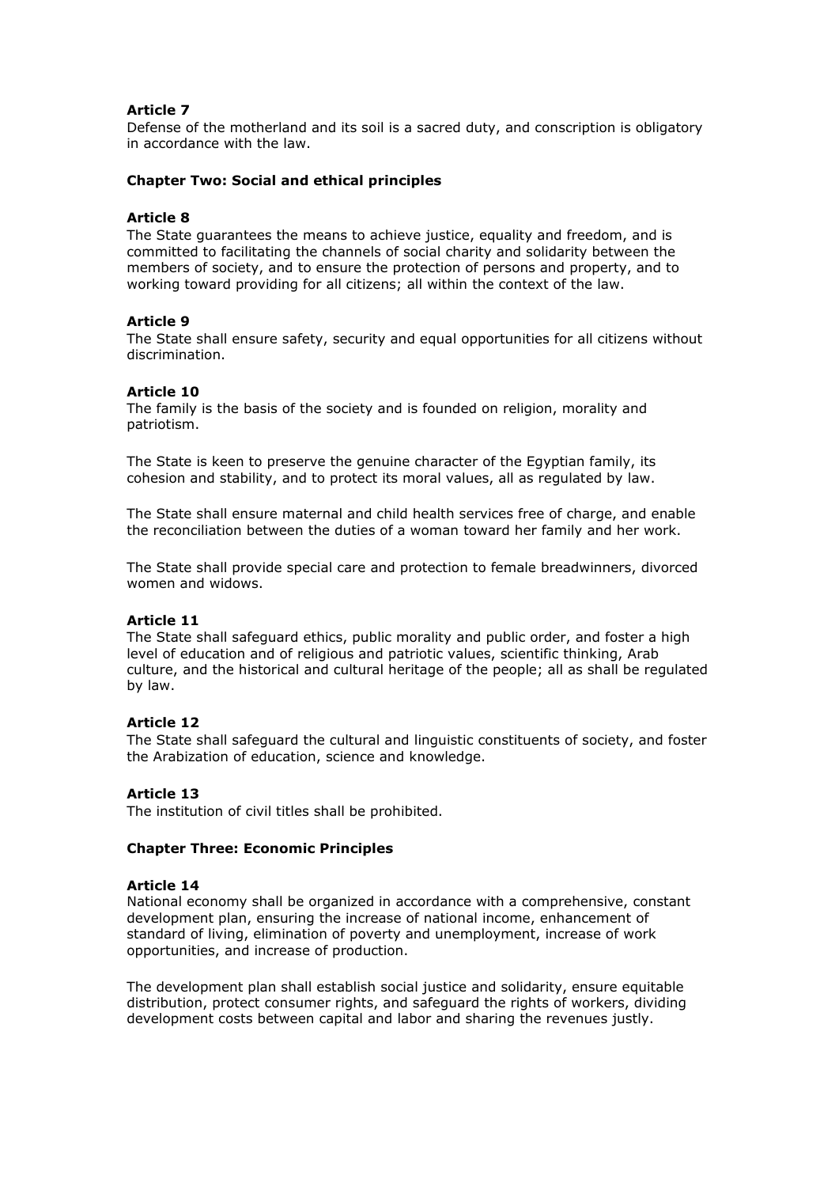### Article 7

Defense of the motherland and its soil is a sacred duty, and conscription is obligatory in accordance with the law.

## Chapter Two: Social and ethical principles

### Article 8

The State guarantees the means to achieve justice, equality and freedom, and is committed to facilitating the channels of social charity and solidarity between the members of society, and to ensure the protection of persons and property, and to working toward providing for all citizens; all within the context of the law.

### Article 9

The State shall ensure safety, security and equal opportunities for all citizens without discrimination.

### Article 10

The family is the basis of the society and is founded on religion, morality and patriotism.

The State is keen to preserve the genuine character of the Egyptian family, its cohesion and stability, and to protect its moral values, all as regulated by law.

The State shall ensure maternal and child health services free of charge, and enable the reconciliation between the duties of a woman toward her family and her work.

The State shall provide special care and protection to female breadwinners, divorced women and widows.

### Article 11

The State shall safeguard ethics, public morality and public order, and foster a high level of education and of religious and patriotic values, scientific thinking, Arab culture, and the historical and cultural heritage of the people; all as shall be regulated by law.

### Article 12

The State shall safeguard the cultural and linguistic constituents of society, and foster the Arabization of education, science and knowledge.

### Article 13

The institution of civil titles shall be prohibited.

## Chapter Three: Economic Principles

### Article 14

National economy shall be organized in accordance with a comprehensive, constant development plan, ensuring the increase of national income, enhancement of standard of living, elimination of poverty and unemployment, increase of work opportunities, and increase of production.

The development plan shall establish social justice and solidarity, ensure equitable distribution, protect consumer rights, and safeguard the rights of workers, dividing development costs between capital and labor and sharing the revenues justly.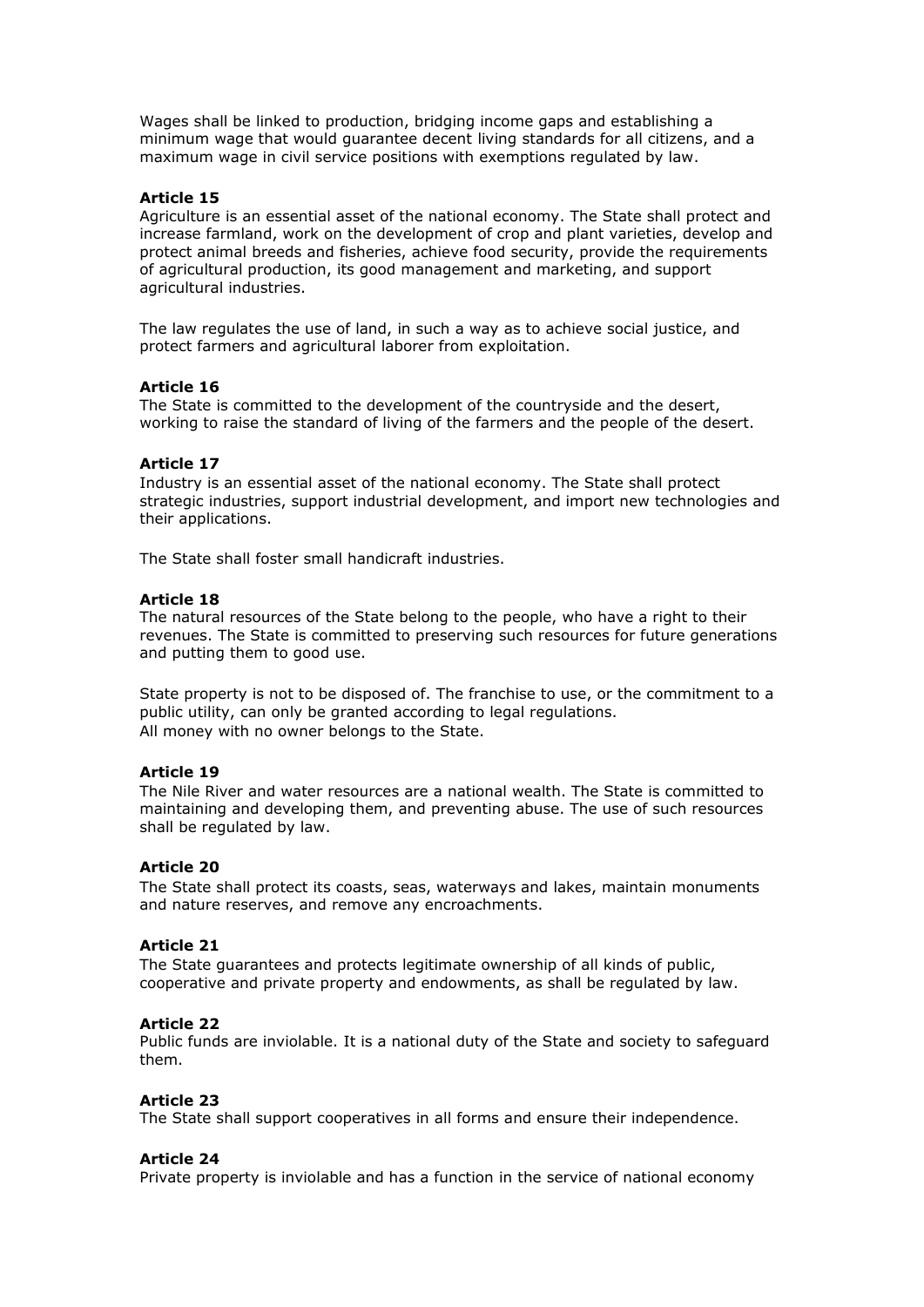Wages shall be linked to production, bridging income gaps and establishing a minimum wage that would guarantee decent living standards for all citizens, and a maximum wage in civil service positions with exemptions regulated by law.

**Article 15**
Agriculture is an essential asset of the national economy. The State shall protect and increase farmland, work on the development of crop and plant varieties, develop and protect animal breeds and fisheries, achieve food security, provide the requirements of agricultural production, its good management and marketing, and support agricultural industries.

The law regulates the use of land, in such a way as to achieve social justice, and protect farmers and agricultural laborer from exploitation.

**Article 16**
The State is committed to the development of the countryside and the desert, working to raise the standard of living of the farmers and the people of the desert.

**Article 17**
Industry is an essential asset of the national economy. The State shall protect strategic industries, support industrial development, and import new technologies and their applications.

The State shall foster small handicraft industries.

**Article 18**
The natural resources of the State belong to the people, who have a right to their revenues. The State is committed to preserving such resources for future generations and putting them to good use.

State property is not to be disposed of. The franchise to use, or the commitment to a public utility, can only be granted according to legal regulations.
All money with no owner belongs to the State.

**Article 19**
The Nile River and water resources are a national wealth. The State is committed to maintaining and developing them, and preventing abuse. The use of such resources shall be regulated by law.

**Article 20**
The State shall protect its coasts, seas, waterways and lakes, maintain monuments and nature reserves, and remove any encroachments.

**Article 21**
The State guarantees and protects legitimate ownership of all kinds of public, cooperative and private property and endowments, as shall be regulated by law.

**Article 22**
Public funds are inviolable. It is a national duty of the State and society to safeguard them.

**Article 23**
The State shall support cooperatives in all forms and ensure their independence.

**Article 24**
Private property is inviolable and has a function in the service of national economy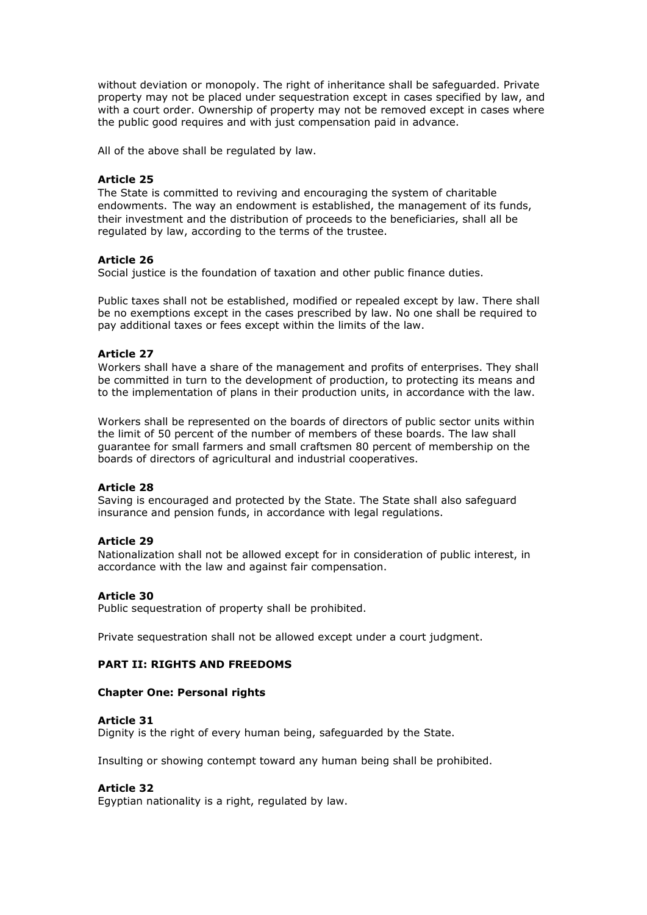without deviation or monopoly. The right of inheritance shall be safeguarded. Private property may not be placed under sequestration except in cases specified by law, and with a court order. Ownership of property may not be removed except in cases where the public good requires and with just compensation paid in advance.

All of the above shall be regulated by law.

**Article 25**
The State is committed to reviving and encouraging the system of charitable endowments. The way an endowment is established, the management of its funds, their investment and the distribution of proceeds to the beneficiaries, shall all be regulated by law, according to the terms of the trustee.

**Article 26**
Social justice is the foundation of taxation and other public finance duties.

Public taxes shall not be established, modified or repealed except by law. There shall be no exemptions except in the cases prescribed by law. No one shall be required to pay additional taxes or fees except within the limits of the law.

**Article 27**
Workers shall have a share of the management and profits of enterprises. They shall be committed in turn to the development of production, to protecting its means and to the implementation of plans in their production units, in accordance with the law.

Workers shall be represented on the boards of directors of public sector units within the limit of 50 percent of the number of members of these boards. The law shall guarantee for small farmers and small craftsmen 80 percent of membership on the boards of directors of agricultural and industrial cooperatives.

**Article 28**
Saving is encouraged and protected by the State. The State shall also safeguard insurance and pension funds, in accordance with legal regulations.

**Article 29**
Nationalization shall not be allowed except for in consideration of public interest, in accordance with the law and against fair compensation.

**Article 30**
Public sequestration of property shall be prohibited.

Private sequestration shall not be allowed except under a court judgment.

## PART II: RIGHTS AND FREEDOMS

### Chapter One: Personal rights

**Article 31**
Dignity is the right of every human being, safeguarded by the State.

Insulting or showing contempt toward any human being shall be prohibited.

**Article 32**
Egyptian nationality is a right, regulated by law.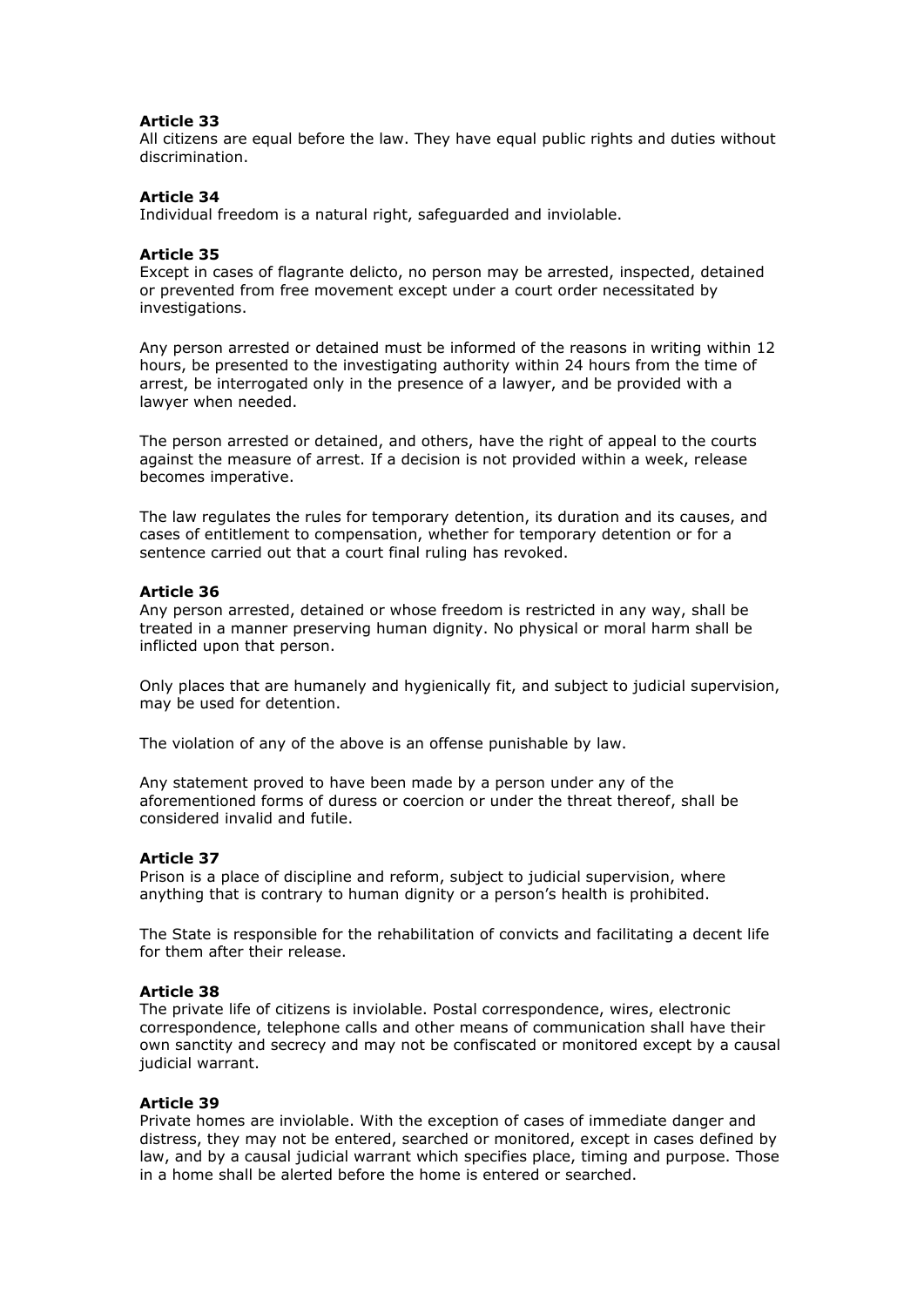**Article 33**
All citizens are equal before the law. They have equal public rights and duties without discrimination.

**Article 34**
Individual freedom is a natural right, safeguarded and inviolable.

**Article 35**
Except in cases of flagrante delicto, no person may be arrested, inspected, detained or prevented from free movement except under a court order necessitated by investigations.

Any person arrested or detained must be informed of the reasons in writing within 12 hours, be presented to the investigating authority within 24 hours from the time of arrest, be interrogated only in the presence of a lawyer, and be provided with a lawyer when needed.

The person arrested or detained, and others, have the right of appeal to the courts against the measure of arrest. If a decision is not provided within a week, release becomes imperative.

The law regulates the rules for temporary detention, its duration and its causes, and cases of entitlement to compensation, whether for temporary detention or for a sentence carried out that a court final ruling has revoked.

**Article 36**
Any person arrested, detained or whose freedom is restricted in any way, shall be treated in a manner preserving human dignity. No physical or moral harm shall be inflicted upon that person.

Only places that are humanely and hygienically fit, and subject to judicial supervision, may be used for detention.

The violation of any of the above is an offense punishable by law.

Any statement proved to have been made by a person under any of the aforementioned forms of duress or coercion or under the threat thereof, shall be considered invalid and futile.

**Article 37**
Prison is a place of discipline and reform, subject to judicial supervision, where anything that is contrary to human dignity or a person's health is prohibited.

The State is responsible for the rehabilitation of convicts and facilitating a decent life for them after their release.

**Article 38**
The private life of citizens is inviolable. Postal correspondence, wires, electronic correspondence, telephone calls and other means of communication shall have their own sanctity and secrecy and may not be confiscated or monitored except by a causal judicial warrant.

**Article 39**
Private homes are inviolable. With the exception of cases of immediate danger and distress, they may not be entered, searched or monitored, except in cases defined by law, and by a causal judicial warrant which specifies place, timing and purpose. Those in a home shall be alerted before the home is entered or searched.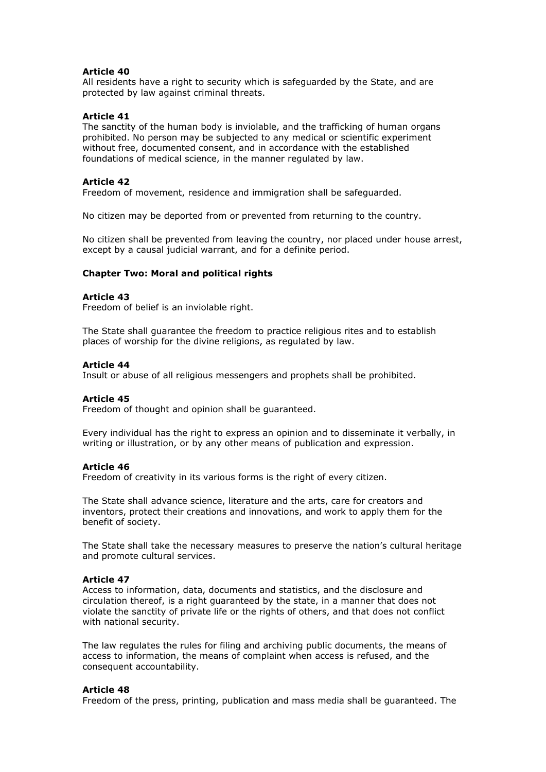**Article 40**
All residents have a right to security which is safeguarded by the State, and are protected by law against criminal threats.

**Article 41**
The sanctity of the human body is inviolable, and the trafficking of human organs prohibited. No person may be subjected to any medical or scientific experiment without free, documented consent, and in accordance with the established foundations of medical science, in the manner regulated by law.

**Article 42**
Freedom of movement, residence and immigration shall be safeguarded.

No citizen may be deported from or prevented from returning to the country.

No citizen shall be prevented from leaving the country, nor placed under house arrest, except by a causal judicial warrant, and for a definite period.

## Chapter Two: Moral and political rights

**Article 43**
Freedom of belief is an inviolable right.

The State shall guarantee the freedom to practice religious rites and to establish places of worship for the divine religions, as regulated by law.

**Article 44**
Insult or abuse of all religious messengers and prophets shall be prohibited.

**Article 45**
Freedom of thought and opinion shall be guaranteed.

Every individual has the right to express an opinion and to disseminate it verbally, in writing or illustration, or by any other means of publication and expression.

**Article 46**
Freedom of creativity in its various forms is the right of every citizen.

The State shall advance science, literature and the arts, care for creators and inventors, protect their creations and innovations, and work to apply them for the benefit of society.

The State shall take the necessary measures to preserve the nation's cultural heritage and promote cultural services.

**Article 47**
Access to information, data, documents and statistics, and the disclosure and circulation thereof, is a right guaranteed by the state, in a manner that does not violate the sanctity of private life or the rights of others, and that does not conflict with national security.

The law regulates the rules for filing and archiving public documents, the means of access to information, the means of complaint when access is refused, and the consequent accountability.

**Article 48**
Freedom of the press, printing, publication and mass media shall be guaranteed. The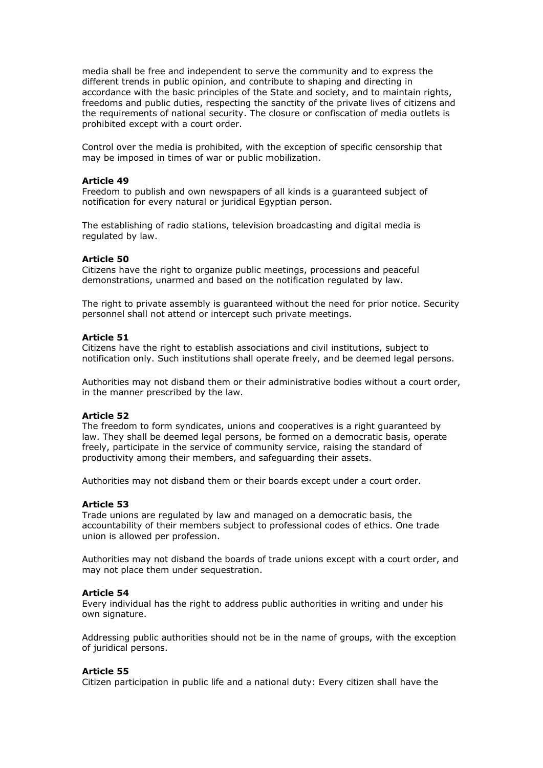media shall be free and independent to serve the community and to express the different trends in public opinion, and contribute to shaping and directing in accordance with the basic principles of the State and society, and to maintain rights, freedoms and public duties, respecting the sanctity of the private lives of citizens and the requirements of national security. The closure or confiscation of media outlets is prohibited except with a court order.

Control over the media is prohibited, with the exception of specific censorship that may be imposed in times of war or public mobilization.

**Article 49**
Freedom to publish and own newspapers of all kinds is a guaranteed subject of notification for every natural or juridical Egyptian person.

The establishing of radio stations, television broadcasting and digital media is regulated by law.

**Article 50**
Citizens have the right to organize public meetings, processions and peaceful demonstrations, unarmed and based on the notification regulated by law.

The right to private assembly is guaranteed without the need for prior notice. Security personnel shall not attend or intercept such private meetings.

**Article 51**
Citizens have the right to establish associations and civil institutions, subject to notification only. Such institutions shall operate freely, and be deemed legal persons.

Authorities may not disband them or their administrative bodies without a court order, in the manner prescribed by the law.

**Article 52**
The freedom to form syndicates, unions and cooperatives is a right guaranteed by law. They shall be deemed legal persons, be formed on a democratic basis, operate freely, participate in the service of community service, raising the standard of productivity among their members, and safeguarding their assets.

Authorities may not disband them or their boards except under a court order.

**Article 53**
Trade unions are regulated by law and managed on a democratic basis, the accountability of their members subject to professional codes of ethics. One trade union is allowed per profession.

Authorities may not disband the boards of trade unions except with a court order, and may not place them under sequestration.

**Article 54**
Every individual has the right to address public authorities in writing and under his own signature.

Addressing public authorities should not be in the name of groups, with the exception of juridical persons.

**Article 55**
Citizen participation in public life and a national duty: Every citizen shall have the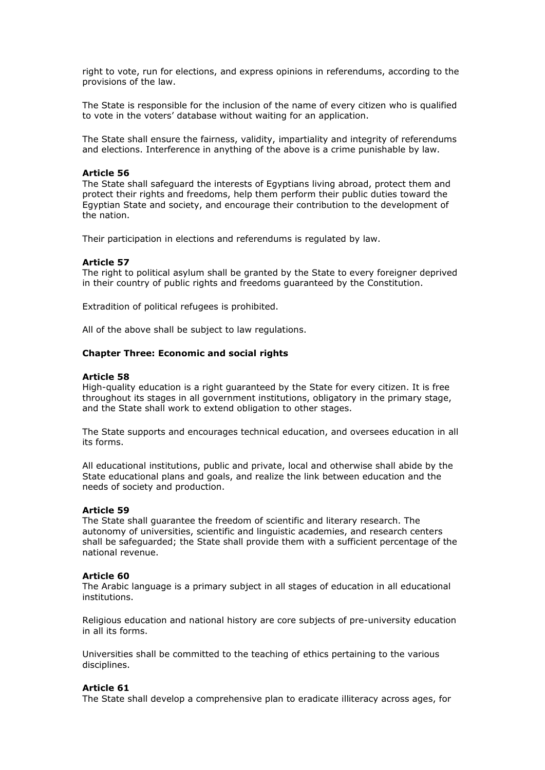right to vote, run for elections, and express opinions in referendums, according to the provisions of the law.

The State is responsible for the inclusion of the name of every citizen who is qualified to vote in the voters' database without waiting for an application.

The State shall ensure the fairness, validity, impartiality and integrity of referendums and elections. Interference in anything of the above is a crime punishable by law.

**Article 56**
The State shall safeguard the interests of Egyptians living abroad, protect them and protect their rights and freedoms, help them perform their public duties toward the Egyptian State and society, and encourage their contribution to the development of the nation.

Their participation in elections and referendums is regulated by law.

**Article 57**
The right to political asylum shall be granted by the State to every foreigner deprived in their country of public rights and freedoms guaranteed by the Constitution.

Extradition of political refugees is prohibited.

All of the above shall be subject to law regulations.

**Chapter Three: Economic and social rights**

**Article 58**
High-quality education is a right guaranteed by the State for every citizen. It is free throughout its stages in all government institutions, obligatory in the primary stage, and the State shall work to extend obligation to other stages.

The State supports and encourages technical education, and oversees education in all its forms.

All educational institutions, public and private, local and otherwise shall abide by the State educational plans and goals, and realize the link between education and the needs of society and production.

**Article 59**
The State shall guarantee the freedom of scientific and literary research. The autonomy of universities, scientific and linguistic academies, and research centers shall be safeguarded; the State shall provide them with a sufficient percentage of the national revenue.

**Article 60**
The Arabic language is a primary subject in all stages of education in all educational institutions.

Religious education and national history are core subjects of pre-university education in all its forms.

Universities shall be committed to the teaching of ethics pertaining to the various disciplines.

**Article 61**
The State shall develop a comprehensive plan to eradicate illiteracy across ages, for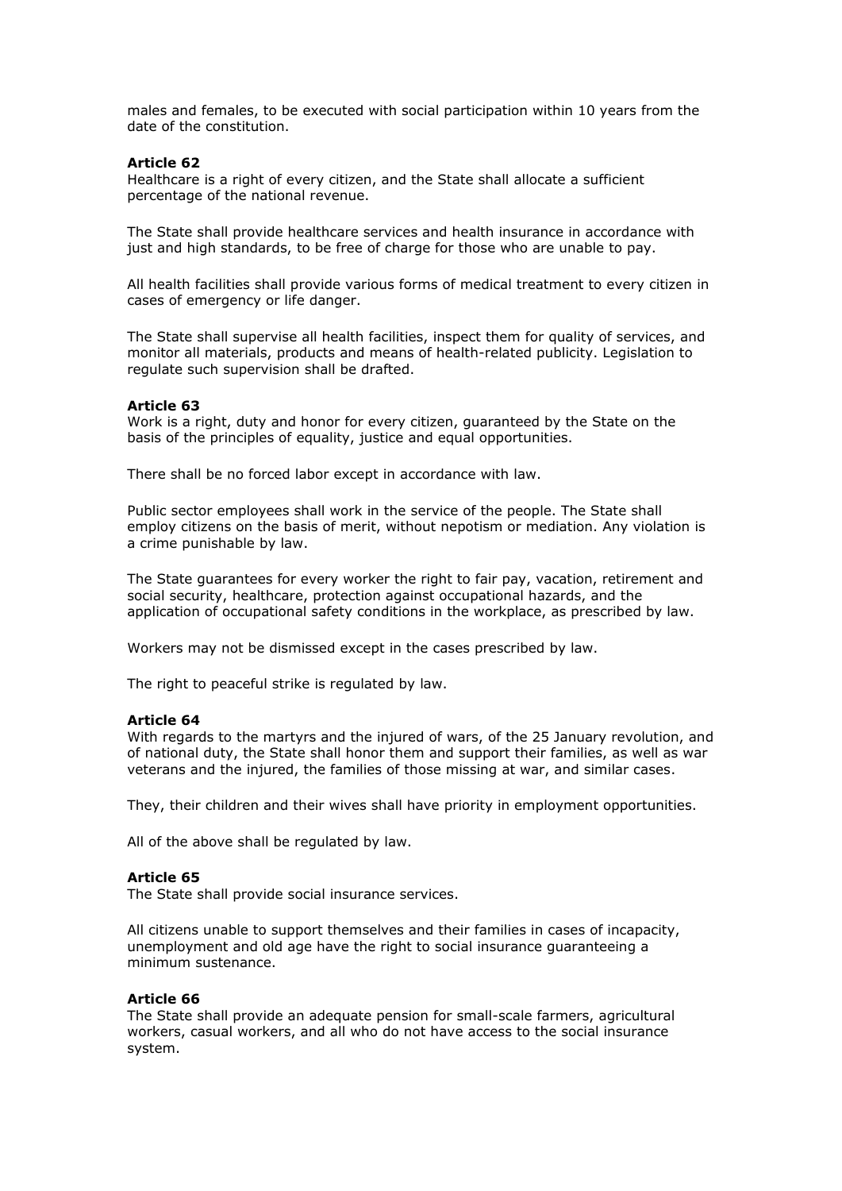males and females, to be executed with social participation within 10 years from the date of the constitution.

**Article 62**
Healthcare is a right of every citizen, and the State shall allocate a sufficient percentage of the national revenue.

The State shall provide healthcare services and health insurance in accordance with just and high standards, to be free of charge for those who are unable to pay.

All health facilities shall provide various forms of medical treatment to every citizen in cases of emergency or life danger.

The State shall supervise all health facilities, inspect them for quality of services, and monitor all materials, products and means of health-related publicity. Legislation to regulate such supervision shall be drafted.

**Article 63**
Work is a right, duty and honor for every citizen, guaranteed by the State on the basis of the principles of equality, justice and equal opportunities.

There shall be no forced labor except in accordance with law.

Public sector employees shall work in the service of the people. The State shall employ citizens on the basis of merit, without nepotism or mediation. Any violation is a crime punishable by law.

The State guarantees for every worker the right to fair pay, vacation, retirement and social security, healthcare, protection against occupational hazards, and the application of occupational safety conditions in the workplace, as prescribed by law.

Workers may not be dismissed except in the cases prescribed by law.

The right to peaceful strike is regulated by law.

**Article 64**
With regards to the martyrs and the injured of wars, of the 25 January revolution, and of national duty, the State shall honor them and support their families, as well as war veterans and the injured, the families of those missing at war, and similar cases.

They, their children and their wives shall have priority in employment opportunities.

All of the above shall be regulated by law.

**Article 65**
The State shall provide social insurance services.

All citizens unable to support themselves and their families in cases of incapacity, unemployment and old age have the right to social insurance guaranteeing a minimum sustenance.

**Article 66**
The State shall provide an adequate pension for small-scale farmers, agricultural workers, casual workers, and all who do not have access to the social insurance system.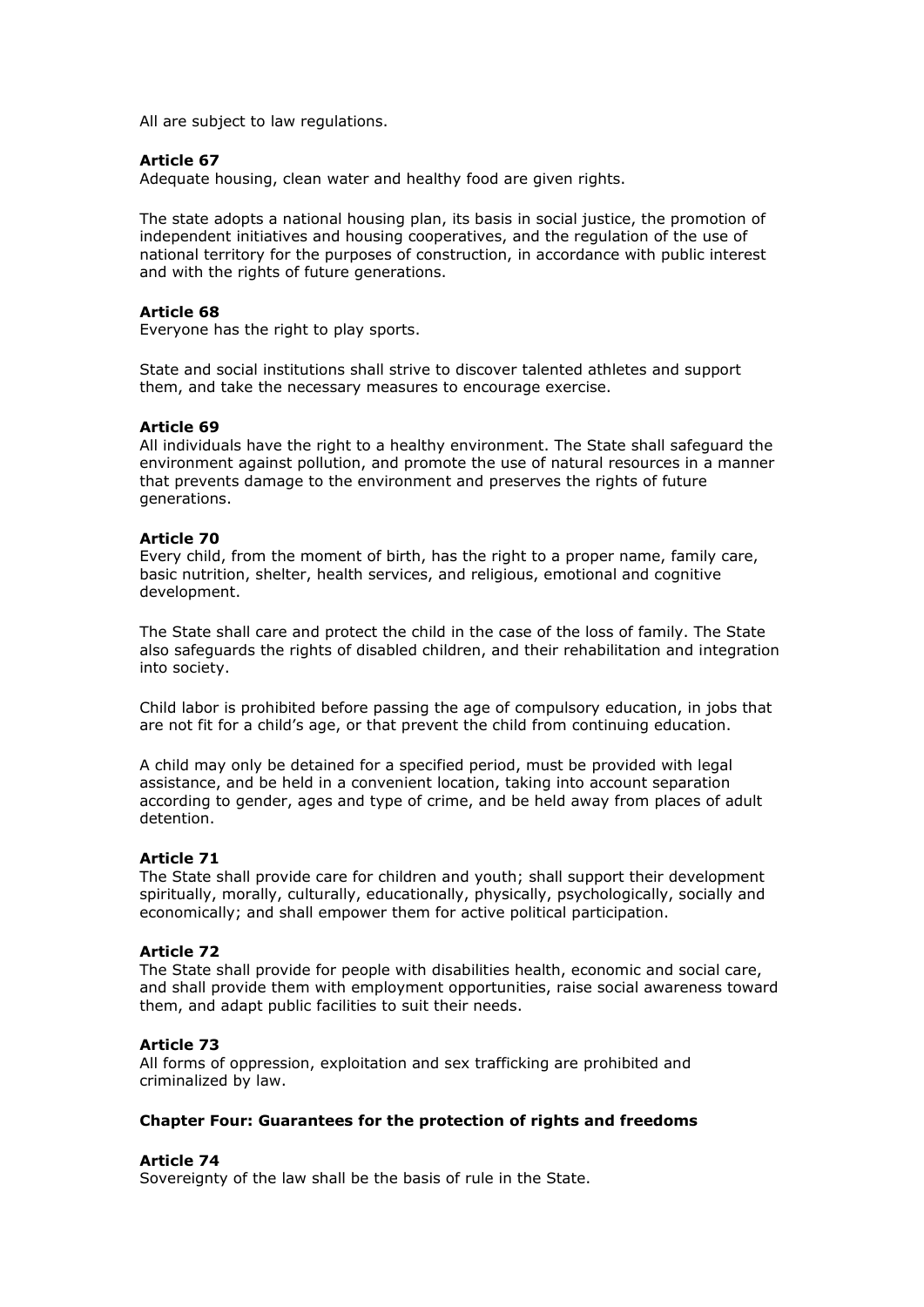All are subject to law regulations.

**Article 67**
Adequate housing, clean water and healthy food are given rights.

The state adopts a national housing plan, its basis in social justice, the promotion of independent initiatives and housing cooperatives, and the regulation of the use of national territory for the purposes of construction, in accordance with public interest and with the rights of future generations.

**Article 68**
Everyone has the right to play sports.

State and social institutions shall strive to discover talented athletes and support them, and take the necessary measures to encourage exercise.

**Article 69**
All individuals have the right to a healthy environment. The State shall safeguard the environment against pollution, and promote the use of natural resources in a manner that prevents damage to the environment and preserves the rights of future generations.

**Article 70**
Every child, from the moment of birth, has the right to a proper name, family care, basic nutrition, shelter, health services, and religious, emotional and cognitive development.

The State shall care and protect the child in the case of the loss of family. The State also safeguards the rights of disabled children, and their rehabilitation and integration into society.

Child labor is prohibited before passing the age of compulsory education, in jobs that are not fit for a child's age, or that prevent the child from continuing education.

A child may only be detained for a specified period, must be provided with legal assistance, and be held in a convenient location, taking into account separation according to gender, ages and type of crime, and be held away from places of adult detention.

**Article 71**
The State shall provide care for children and youth; shall support their development spiritually, morally, culturally, educationally, physically, psychologically, socially and economically; and shall empower them for active political participation.

**Article 72**
The State shall provide for people with disabilities health, economic and social care, and shall provide them with employment opportunities, raise social awareness toward them, and adapt public facilities to suit their needs.

**Article 73**
All forms of oppression, exploitation and sex trafficking are prohibited and criminalized by law.

**Chapter Four: Guarantees for the protection of rights and freedoms**

**Article 74**
Sovereignty of the law shall be the basis of rule in the State.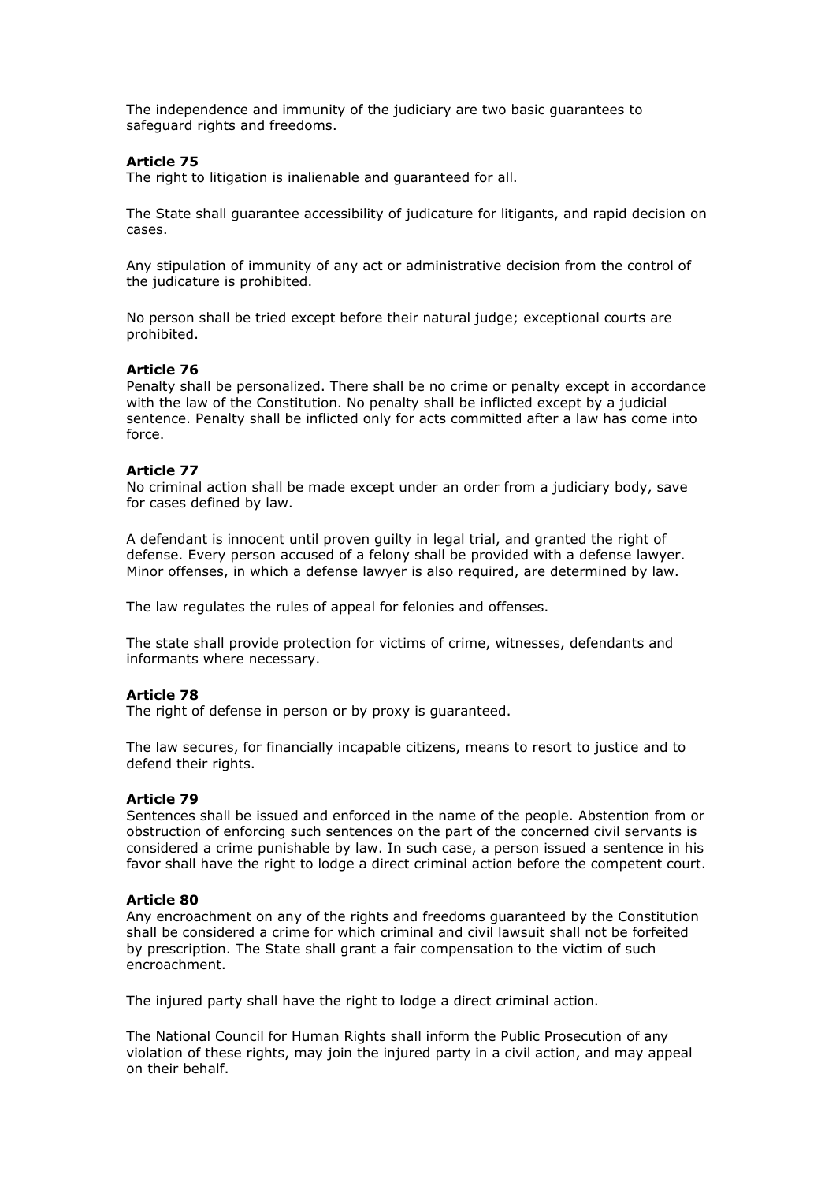The independence and immunity of the judiciary are two basic guarantees to safeguard rights and freedoms.

**Article 75**
The right to litigation is inalienable and guaranteed for all.

The State shall guarantee accessibility of judicature for litigants, and rapid decision on cases.

Any stipulation of immunity of any act or administrative decision from the control of the judicature is prohibited.

No person shall be tried except before their natural judge; exceptional courts are prohibited.

**Article 76**
Penalty shall be personalized. There shall be no crime or penalty except in accordance with the law of the Constitution. No penalty shall be inflicted except by a judicial sentence. Penalty shall be inflicted only for acts committed after a law has come into force.

**Article 77**
No criminal action shall be made except under an order from a judiciary body, save for cases defined by law.

A defendant is innocent until proven guilty in legal trial, and granted the right of defense. Every person accused of a felony shall be provided with a defense lawyer. Minor offenses, in which a defense lawyer is also required, are determined by law.

The law regulates the rules of appeal for felonies and offenses.

The state shall provide protection for victims of crime, witnesses, defendants and informants where necessary.

**Article 78**
The right of defense in person or by proxy is guaranteed.

The law secures, for financially incapable citizens, means to resort to justice and to defend their rights.

**Article 79**
Sentences shall be issued and enforced in the name of the people. Abstention from or obstruction of enforcing such sentences on the part of the concerned civil servants is considered a crime punishable by law. In such case, a person issued a sentence in his favor shall have the right to lodge a direct criminal action before the competent court.

**Article 80**
Any encroachment on any of the rights and freedoms guaranteed by the Constitution shall be considered a crime for which criminal and civil lawsuit shall not be forfeited by prescription. The State shall grant a fair compensation to the victim of such encroachment.

The injured party shall have the right to lodge a direct criminal action.

The National Council for Human Rights shall inform the Public Prosecution of any violation of these rights, may join the injured party in a civil action, and may appeal on their behalf.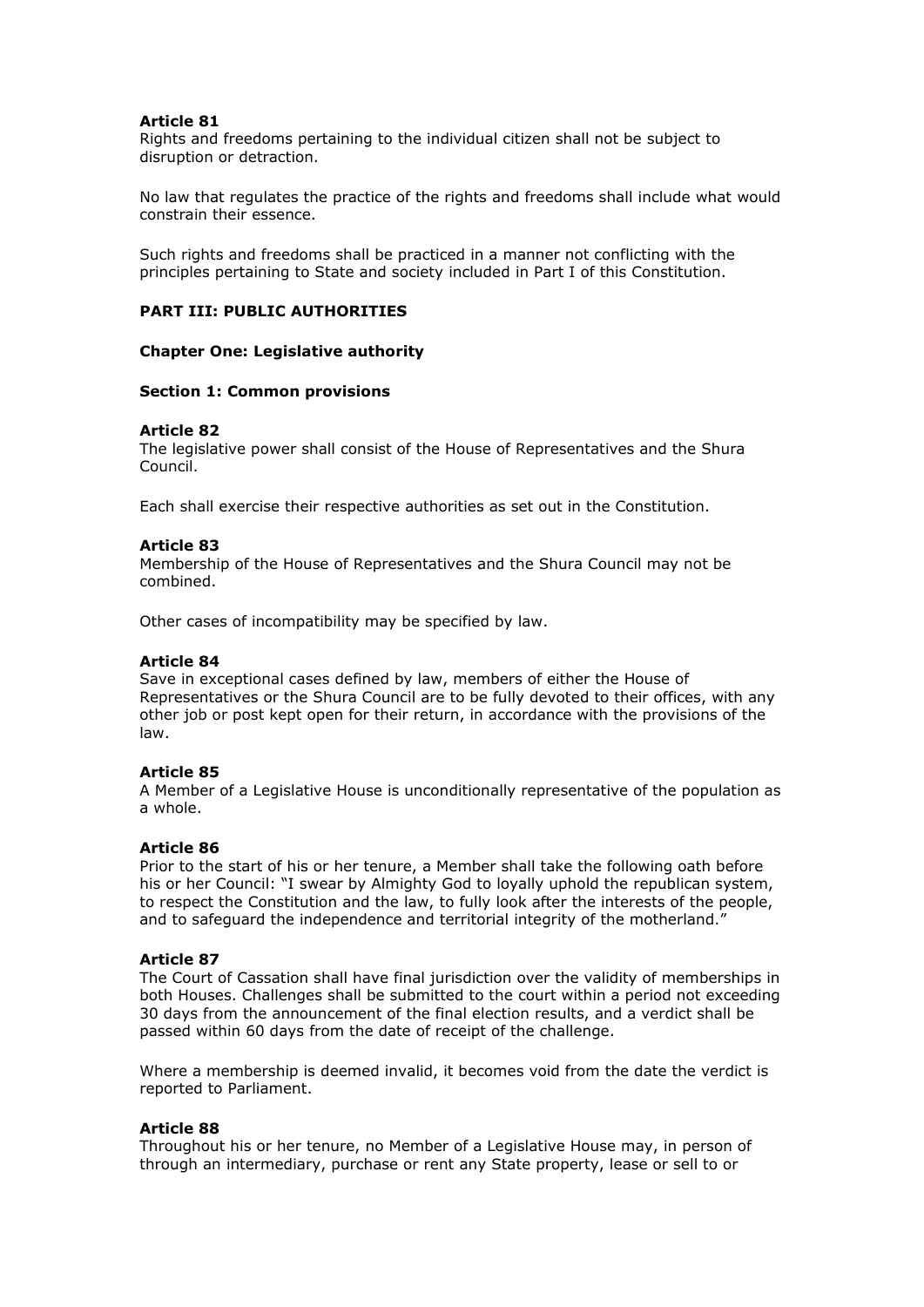**Article 81**
Rights and freedoms pertaining to the individual citizen shall not be subject to disruption or detraction.

No law that regulates the practice of the rights and freedoms shall include what would constrain their essence.

Such rights and freedoms shall be practiced in a manner not conflicting with the principles pertaining to State and society included in Part I of this Constitution.

## PART III: PUBLIC AUTHORITIES

### Chapter One: Legislative authority

#### Section 1: Common provisions

**Article 82**
The legislative power shall consist of the House of Representatives and the Shura Council.

Each shall exercise their respective authorities as set out in the Constitution.

**Article 83**
Membership of the House of Representatives and the Shura Council may not be combined.

Other cases of incompatibility may be specified by law.

**Article 84**
Save in exceptional cases defined by law, members of either the House of Representatives or the Shura Council are to be fully devoted to their offices, with any other job or post kept open for their return, in accordance with the provisions of the law.

**Article 85**
A Member of a Legislative House is unconditionally representative of the population as a whole.

**Article 86**
Prior to the start of his or her tenure, a Member shall take the following oath before his or her Council: "I swear by Almighty God to loyally uphold the republican system, to respect the Constitution and the law, to fully look after the interests of the people, and to safeguard the independence and territorial integrity of the motherland."

**Article 87**
The Court of Cassation shall have final jurisdiction over the validity of memberships in both Houses. Challenges shall be submitted to the court within a period not exceeding 30 days from the announcement of the final election results, and a verdict shall be passed within 60 days from the date of receipt of the challenge.

Where a membership is deemed invalid, it becomes void from the date the verdict is reported to Parliament.

**Article 88**
Throughout his or her tenure, no Member of a Legislative House may, in person of through an intermediary, purchase or rent any State property, lease or sell to or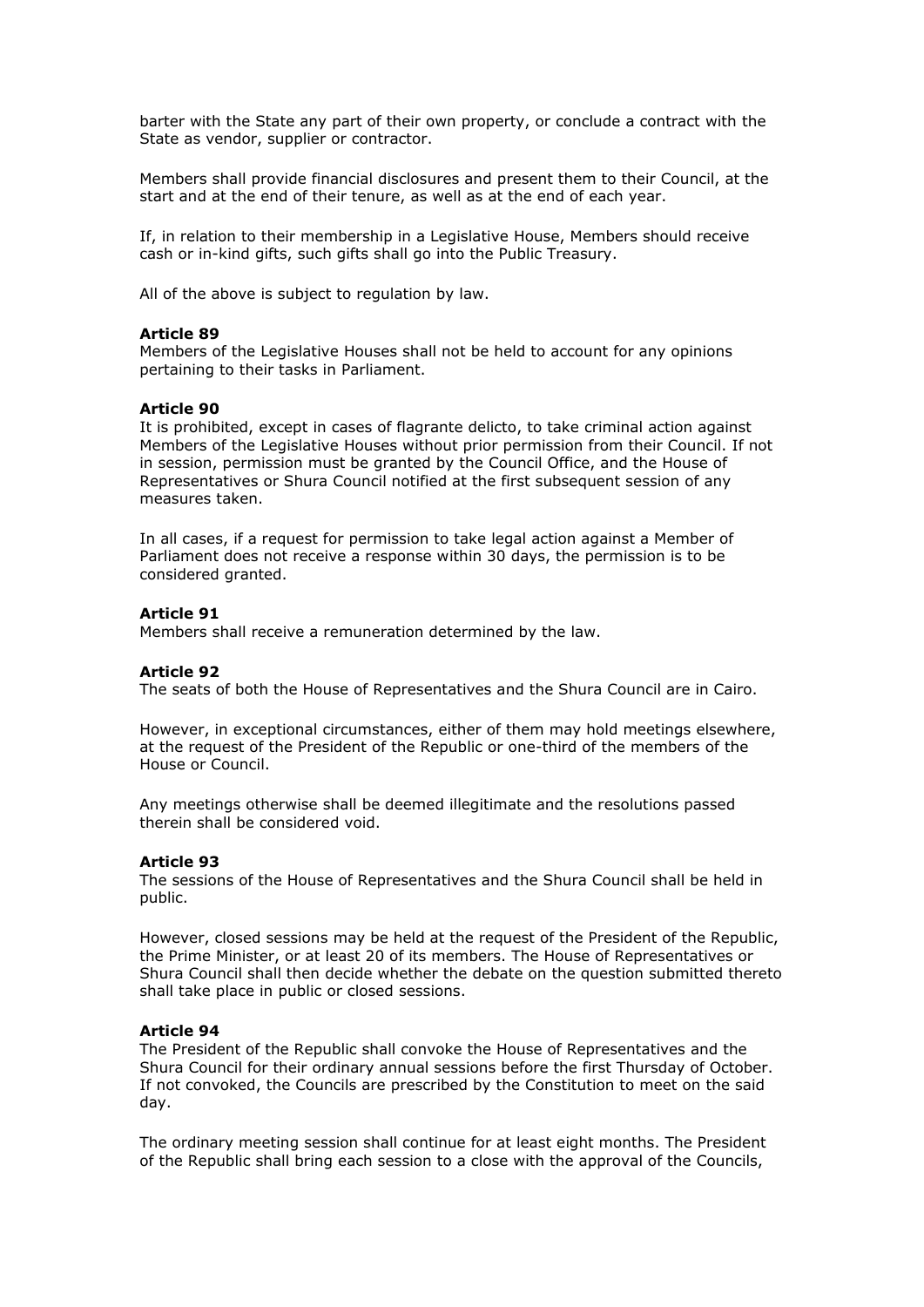barter with the State any part of their own property, or conclude a contract with the State as vendor, supplier or contractor.

Members shall provide financial disclosures and present them to their Council, at the start and at the end of their tenure, as well as at the end of each year.

If, in relation to their membership in a Legislative House, Members should receive cash or in-kind gifts, such gifts shall go into the Public Treasury.

All of the above is subject to regulation by law.

**Article 89**
Members of the Legislative Houses shall not be held to account for any opinions pertaining to their tasks in Parliament.

**Article 90**
It is prohibited, except in cases of flagrante delicto, to take criminal action against Members of the Legislative Houses without prior permission from their Council. If not in session, permission must be granted by the Council Office, and the House of Representatives or Shura Council notified at the first subsequent session of any measures taken.

In all cases, if a request for permission to take legal action against a Member of Parliament does not receive a response within 30 days, the permission is to be considered granted.

**Article 91**
Members shall receive a remuneration determined by the law.

**Article 92**
The seats of both the House of Representatives and the Shura Council are in Cairo.

However, in exceptional circumstances, either of them may hold meetings elsewhere, at the request of the President of the Republic or one-third of the members of the House or Council.

Any meetings otherwise shall be deemed illegitimate and the resolutions passed therein shall be considered void.

**Article 93**
The sessions of the House of Representatives and the Shura Council shall be held in public.

However, closed sessions may be held at the request of the President of the Republic, the Prime Minister, or at least 20 of its members. The House of Representatives or Shura Council shall then decide whether the debate on the question submitted thereto shall take place in public or closed sessions.

**Article 94**
The President of the Republic shall convoke the House of Representatives and the Shura Council for their ordinary annual sessions before the first Thursday of October. If not convoked, the Councils are prescribed by the Constitution to meet on the said day.

The ordinary meeting session shall continue for at least eight months. The President of the Republic shall bring each session to a close with the approval of the Councils,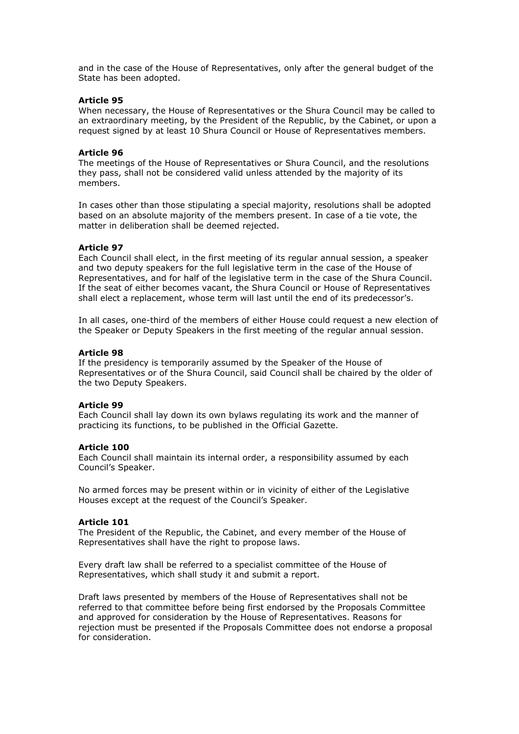and in the case of the House of Representatives, only after the general budget of the State has been adopted.

**Article 95**
When necessary, the House of Representatives or the Shura Council may be called to an extraordinary meeting, by the President of the Republic, by the Cabinet, or upon a request signed by at least 10 Shura Council or House of Representatives members.

**Article 96**
The meetings of the House of Representatives or Shura Council, and the resolutions they pass, shall not be considered valid unless attended by the majority of its members.

In cases other than those stipulating a special majority, resolutions shall be adopted based on an absolute majority of the members present. In case of a tie vote, the matter in deliberation shall be deemed rejected.

**Article 97**
Each Council shall elect, in the first meeting of its regular annual session, a speaker and two deputy speakers for the full legislative term in the case of the House of Representatives, and for half of the legislative term in the case of the Shura Council. If the seat of either becomes vacant, the Shura Council or House of Representatives shall elect a replacement, whose term will last until the end of its predecessor's.

In all cases, one-third of the members of either House could request a new election of the Speaker or Deputy Speakers in the first meeting of the regular annual session.

**Article 98**
If the presidency is temporarily assumed by the Speaker of the House of Representatives or of the Shura Council, said Council shall be chaired by the older of the two Deputy Speakers.

**Article 99**
Each Council shall lay down its own bylaws regulating its work and the manner of practicing its functions, to be published in the Official Gazette.

**Article 100**
Each Council shall maintain its internal order, a responsibility assumed by each Council's Speaker.

No armed forces may be present within or in vicinity of either of the Legislative Houses except at the request of the Council's Speaker.

**Article 101**
The President of the Republic, the Cabinet, and every member of the House of Representatives shall have the right to propose laws.

Every draft law shall be referred to a specialist committee of the House of Representatives, which shall study it and submit a report.

Draft laws presented by members of the House of Representatives shall not be referred to that committee before being first endorsed by the Proposals Committee and approved for consideration by the House of Representatives. Reasons for rejection must be presented if the Proposals Committee does not endorse a proposal for consideration.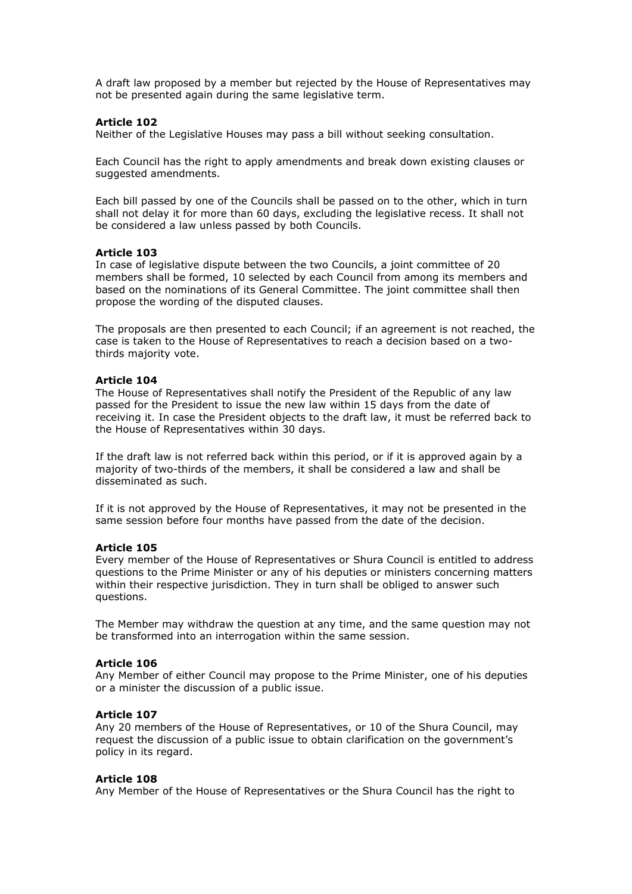A draft law proposed by a member but rejected by the House of Representatives may not be presented again during the same legislative term.

**Article 102**
Neither of the Legislative Houses may pass a bill without seeking consultation.

Each Council has the right to apply amendments and break down existing clauses or suggested amendments.

Each bill passed by one of the Councils shall be passed on to the other, which in turn shall not delay it for more than 60 days, excluding the legislative recess. It shall not be considered a law unless passed by both Councils.

**Article 103**
In case of legislative dispute between the two Councils, a joint committee of 20 members shall be formed, 10 selected by each Council from among its members and based on the nominations of its General Committee. The joint committee shall then propose the wording of the disputed clauses.

The proposals are then presented to each Council; if an agreement is not reached, the case is taken to the House of Representatives to reach a decision based on a two-thirds majority vote.

**Article 104**
The House of Representatives shall notify the President of the Republic of any law passed for the President to issue the new law within 15 days from the date of receiving it. In case the President objects to the draft law, it must be referred back to the House of Representatives within 30 days.

If the draft law is not referred back within this period, or if it is approved again by a majority of two-thirds of the members, it shall be considered a law and shall be disseminated as such.

If it is not approved by the House of Representatives, it may not be presented in the same session before four months have passed from the date of the decision.

**Article 105**
Every member of the House of Representatives or Shura Council is entitled to address questions to the Prime Minister or any of his deputies or ministers concerning matters within their respective jurisdiction. They in turn shall be obliged to answer such questions.

The Member may withdraw the question at any time, and the same question may not be transformed into an interrogation within the same session.

**Article 106**
Any Member of either Council may propose to the Prime Minister, one of his deputies or a minister the discussion of a public issue.

**Article 107**
Any 20 members of the House of Representatives, or 10 of the Shura Council, may request the discussion of a public issue to obtain clarification on the government's policy in its regard.

**Article 108**
Any Member of the House of Representatives or the Shura Council has the right to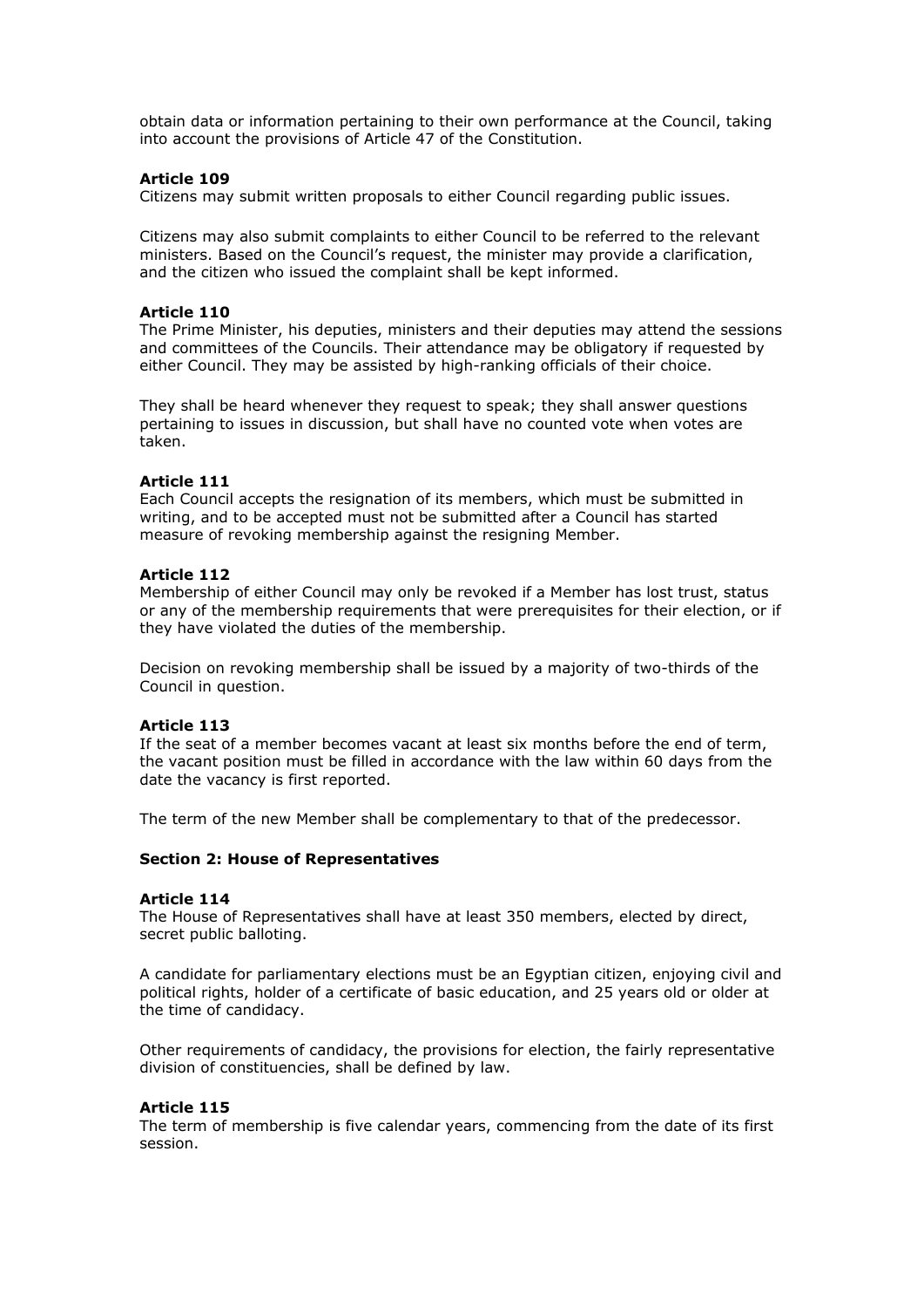obtain data or information pertaining to their own performance at the Council, taking into account the provisions of Article 47 of the Constitution.

**Article 109**
Citizens may submit written proposals to either Council regarding public issues.

Citizens may also submit complaints to either Council to be referred to the relevant ministers. Based on the Council's request, the minister may provide a clarification, and the citizen who issued the complaint shall be kept informed.

**Article 110**
The Prime Minister, his deputies, ministers and their deputies may attend the sessions and committees of the Councils. Their attendance may be obligatory if requested by either Council. They may be assisted by high-ranking officials of their choice.

They shall be heard whenever they request to speak; they shall answer questions pertaining to issues in discussion, but shall have no counted vote when votes are taken.

**Article 111**
Each Council accepts the resignation of its members, which must be submitted in writing, and to be accepted must not be submitted after a Council has started measure of revoking membership against the resigning Member.

**Article 112**
Membership of either Council may only be revoked if a Member has lost trust, status or any of the membership requirements that were prerequisites for their election, or if they have violated the duties of the membership.

Decision on revoking membership shall be issued by a majority of two-thirds of the Council in question.

**Article 113**
If the seat of a member becomes vacant at least six months before the end of term, the vacant position must be filled in accordance with the law within 60 days from the date the vacancy is first reported.

The term of the new Member shall be complementary to that of the predecessor.

**Section 2: House of Representatives**

**Article 114**
The House of Representatives shall have at least 350 members, elected by direct, secret public balloting.

A candidate for parliamentary elections must be an Egyptian citizen, enjoying civil and political rights, holder of a certificate of basic education, and 25 years old or older at the time of candidacy.

Other requirements of candidacy, the provisions for election, the fairly representative division of constituencies, shall be defined by law.

**Article 115**
The term of membership is five calendar years, commencing from the date of its first session.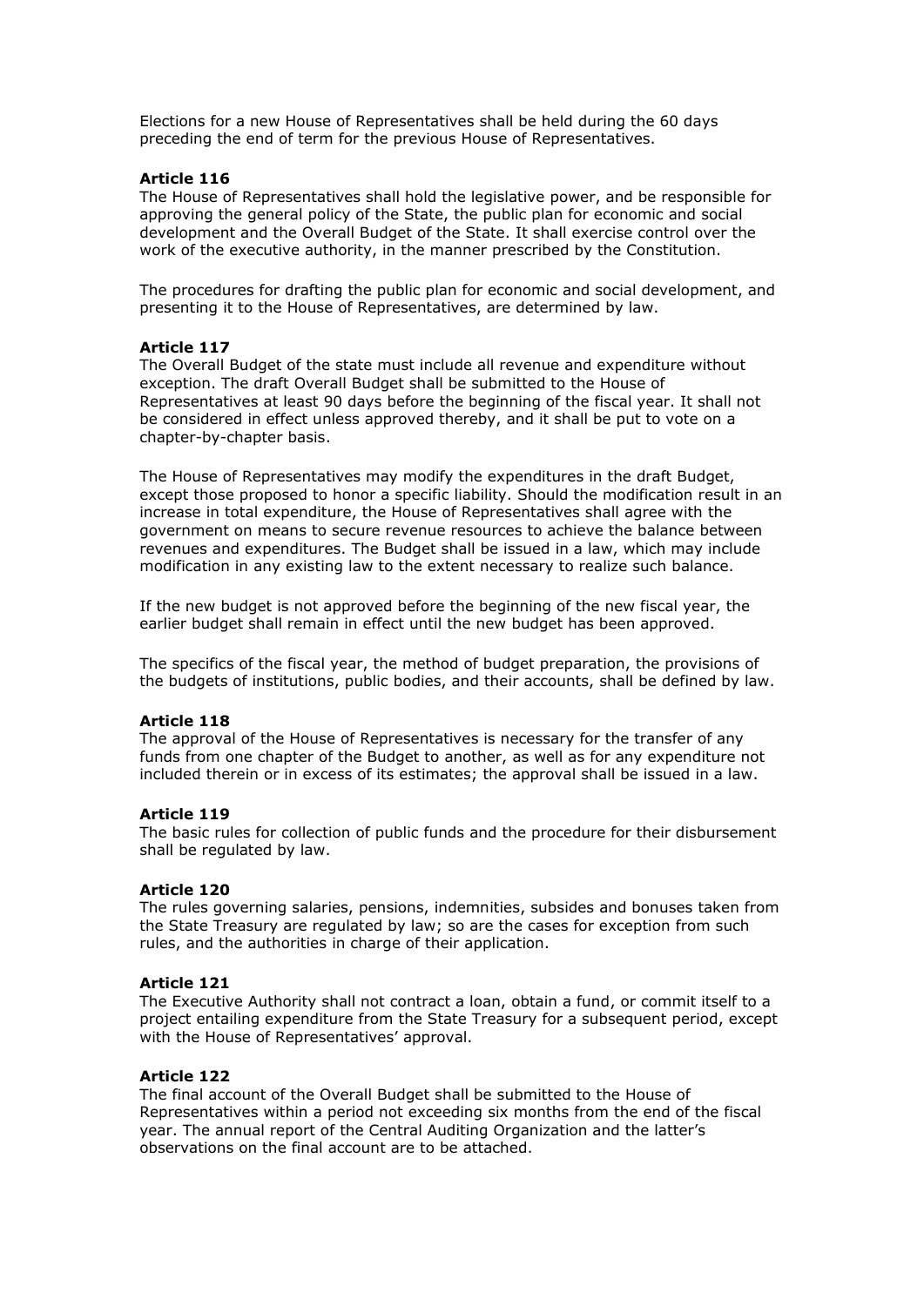Elections for a new House of Representatives shall be held during the 60 days preceding the end of term for the previous House of Representatives.

### Article 116

The House of Representatives shall hold the legislative power, and be responsible for approving the general policy of the State, the public plan for economic and social development and the Overall Budget of the State. It shall exercise control over the work of the executive authority, in the manner prescribed by the Constitution.

The procedures for drafting the public plan for economic and social development, and presenting it to the House of Representatives, are determined by law.

### Article 117

The Overall Budget of the state must include all revenue and expenditure without exception. The draft Overall Budget shall be submitted to the House of Representatives at least 90 days before the beginning of the fiscal year. It shall not be considered in effect unless approved thereby, and it shall be put to vote on a chapter-by-chapter basis.

The House of Representatives may modify the expenditures in the draft Budget, except those proposed to honor a specific liability. Should the modification result in an increase in total expenditure, the House of Representatives shall agree with the government on means to secure revenue resources to achieve the balance between revenues and expenditures. The Budget shall be issued in a law, which may include modification in any existing law to the extent necessary to realize such balance.

If the new budget is not approved before the beginning of the new fiscal year, the earlier budget shall remain in effect until the new budget has been approved.

The specifics of the fiscal year, the method of budget preparation, the provisions of the budgets of institutions, public bodies, and their accounts, shall be defined by law.

### Article 118

The approval of the House of Representatives is necessary for the transfer of any funds from one chapter of the Budget to another, as well as for any expenditure not included therein or in excess of its estimates; the approval shall be issued in a law.

### Article 119

The basic rules for collection of public funds and the procedure for their disbursement shall be regulated by law.

### Article 120

The rules governing salaries, pensions, indemnities, subsides and bonuses taken from the State Treasury are regulated by law; so are the cases for exception from such rules, and the authorities in charge of their application.

### Article 121

The Executive Authority shall not contract a loan, obtain a fund, or commit itself to a project entailing expenditure from the State Treasury for a subsequent period, except with the House of Representatives' approval.

### Article 122

The final account of the Overall Budget shall be submitted to the House of Representatives within a period not exceeding six months from the end of the fiscal year. The annual report of the Central Auditing Organization and the latter's observations on the final account are to be attached.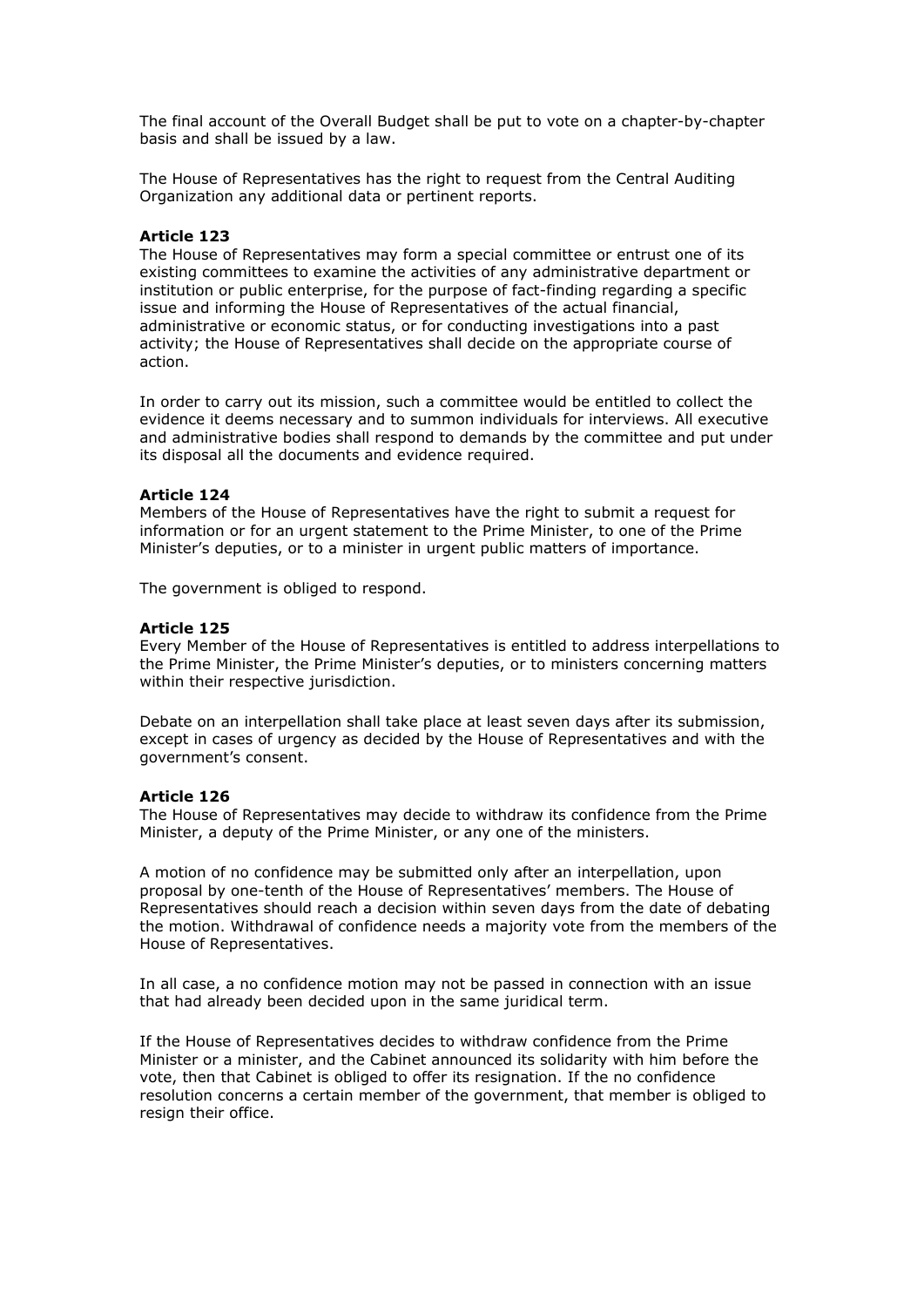The final account of the Overall Budget shall be put to vote on a chapter-by-chapter basis and shall be issued by a law.

The House of Representatives has the right to request from the Central Auditing Organization any additional data or pertinent reports.

**Article 123**
The House of Representatives may form a special committee or entrust one of its existing committees to examine the activities of any administrative department or institution or public enterprise, for the purpose of fact-finding regarding a specific issue and informing the House of Representatives of the actual financial, administrative or economic status, or for conducting investigations into a past activity; the House of Representatives shall decide on the appropriate course of action.

In order to carry out its mission, such a committee would be entitled to collect the evidence it deems necessary and to summon individuals for interviews. All executive and administrative bodies shall respond to demands by the committee and put under its disposal all the documents and evidence required.

**Article 124**
Members of the House of Representatives have the right to submit a request for information or for an urgent statement to the Prime Minister, to one of the Prime Minister's deputies, or to a minister in urgent public matters of importance.

The government is obliged to respond.

**Article 125**
Every Member of the House of Representatives is entitled to address interpellations to the Prime Minister, the Prime Minister's deputies, or to ministers concerning matters within their respective jurisdiction.

Debate on an interpellation shall take place at least seven days after its submission, except in cases of urgency as decided by the House of Representatives and with the government's consent.

**Article 126**
The House of Representatives may decide to withdraw its confidence from the Prime Minister, a deputy of the Prime Minister, or any one of the ministers.

A motion of no confidence may be submitted only after an interpellation, upon proposal by one-tenth of the House of Representatives' members. The House of Representatives should reach a decision within seven days from the date of debating the motion. Withdrawal of confidence needs a majority vote from the members of the House of Representatives.

In all case, a no confidence motion may not be passed in connection with an issue that had already been decided upon in the same juridical term.

If the House of Representatives decides to withdraw confidence from the Prime Minister or a minister, and the Cabinet announced its solidarity with him before the vote, then that Cabinet is obliged to offer its resignation. If the no confidence resolution concerns a certain member of the government, that member is obliged to resign their office.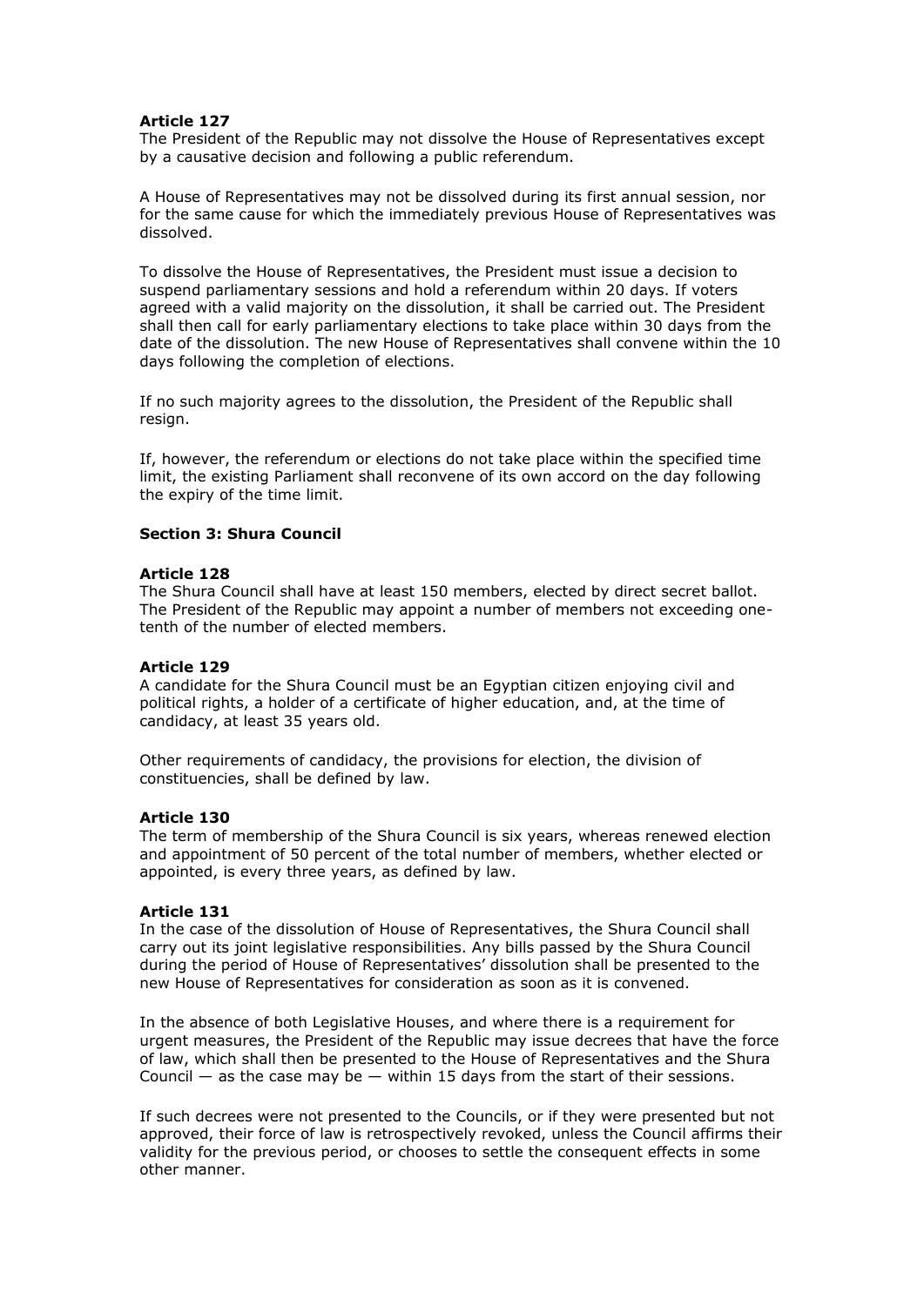### Article 127

The President of the Republic may not dissolve the House of Representatives except by a causative decision and following a public referendum.

A House of Representatives may not be dissolved during its first annual session, nor for the same cause for which the immediately previous House of Representatives was dissolved.

To dissolve the House of Representatives, the President must issue a decision to suspend parliamentary sessions and hold a referendum within 20 days. If voters agreed with a valid majority on the dissolution, it shall be carried out. The President shall then call for early parliamentary elections to take place within 30 days from the date of the dissolution. The new House of Representatives shall convene within the 10 days following the completion of elections.

If no such majority agrees to the dissolution, the President of the Republic shall resign.

If, however, the referendum or elections do not take place within the specified time limit, the existing Parliament shall reconvene of its own accord on the day following the expiry of the time limit.

## Section 3: Shura Council

### Article 128

The Shura Council shall have at least 150 members, elected by direct secret ballot. The President of the Republic may appoint a number of members not exceeding one-tenth of the number of elected members.

### Article 129

A candidate for the Shura Council must be an Egyptian citizen enjoying civil and political rights, a holder of a certificate of higher education, and, at the time of candidacy, at least 35 years old.

Other requirements of candidacy, the provisions for election, the division of constituencies, shall be defined by law.

### Article 130

The term of membership of the Shura Council is six years, whereas renewed election and appointment of 50 percent of the total number of members, whether elected or appointed, is every three years, as defined by law.

### Article 131

In the case of the dissolution of House of Representatives, the Shura Council shall carry out its joint legislative responsibilities. Any bills passed by the Shura Council during the period of House of Representatives' dissolution shall be presented to the new House of Representatives for consideration as soon as it is convened.

In the absence of both Legislative Houses, and where there is a requirement for urgent measures, the President of the Republic may issue decrees that have the force of law, which shall then be presented to the House of Representatives and the Shura Council — as the case may be — within 15 days from the start of their sessions.

If such decrees were not presented to the Councils, or if they were presented but not approved, their force of law is retrospectively revoked, unless the Council affirms their validity for the previous period, or chooses to settle the consequent effects in some other manner.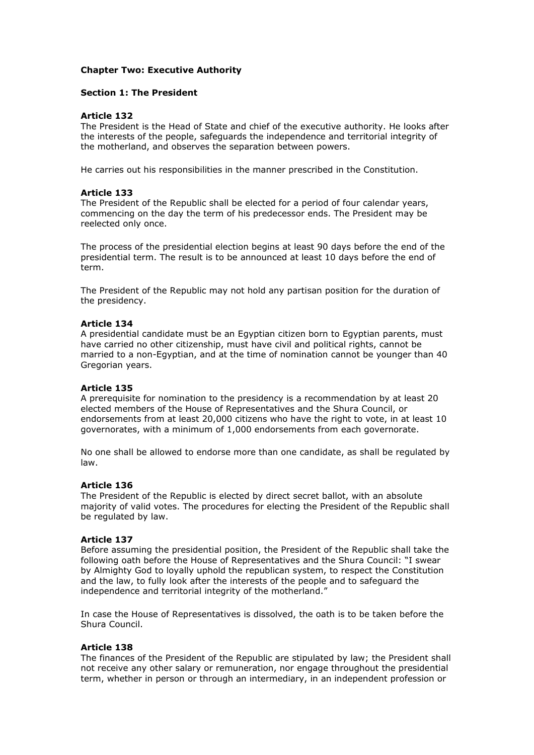## Chapter Two: Executive Authority

### Section 1: The President

**Article 132**
The President is the Head of State and chief of the executive authority. He looks after the interests of the people, safeguards the independence and territorial integrity of the motherland, and observes the separation between powers.

He carries out his responsibilities in the manner prescribed in the Constitution.

**Article 133**
The President of the Republic shall be elected for a period of four calendar years, commencing on the day the term of his predecessor ends. The President may be reelected only once.

The process of the presidential election begins at least 90 days before the end of the presidential term. The result is to be announced at least 10 days before the end of term.

The President of the Republic may not hold any partisan position for the duration of the presidency.

**Article 134**
A presidential candidate must be an Egyptian citizen born to Egyptian parents, must have carried no other citizenship, must have civil and political rights, cannot be married to a non-Egyptian, and at the time of nomination cannot be younger than 40 Gregorian years.

**Article 135**
A prerequisite for nomination to the presidency is a recommendation by at least 20 elected members of the House of Representatives and the Shura Council, or endorsements from at least 20,000 citizens who have the right to vote, in at least 10 governorates, with a minimum of 1,000 endorsements from each governorate.

No one shall be allowed to endorse more than one candidate, as shall be regulated by law.

**Article 136**
The President of the Republic is elected by direct secret ballot, with an absolute majority of valid votes. The procedures for electing the President of the Republic shall be regulated by law.

**Article 137**
Before assuming the presidential position, the President of the Republic shall take the following oath before the House of Representatives and the Shura Council: "I swear by Almighty God to loyally uphold the republican system, to respect the Constitution and the law, to fully look after the interests of the people and to safeguard the independence and territorial integrity of the motherland."

In case the House of Representatives is dissolved, the oath is to be taken before the Shura Council.

**Article 138**
The finances of the President of the Republic are stipulated by law; the President shall not receive any other salary or remuneration, nor engage throughout the presidential term, whether in person or through an intermediary, in an independent profession or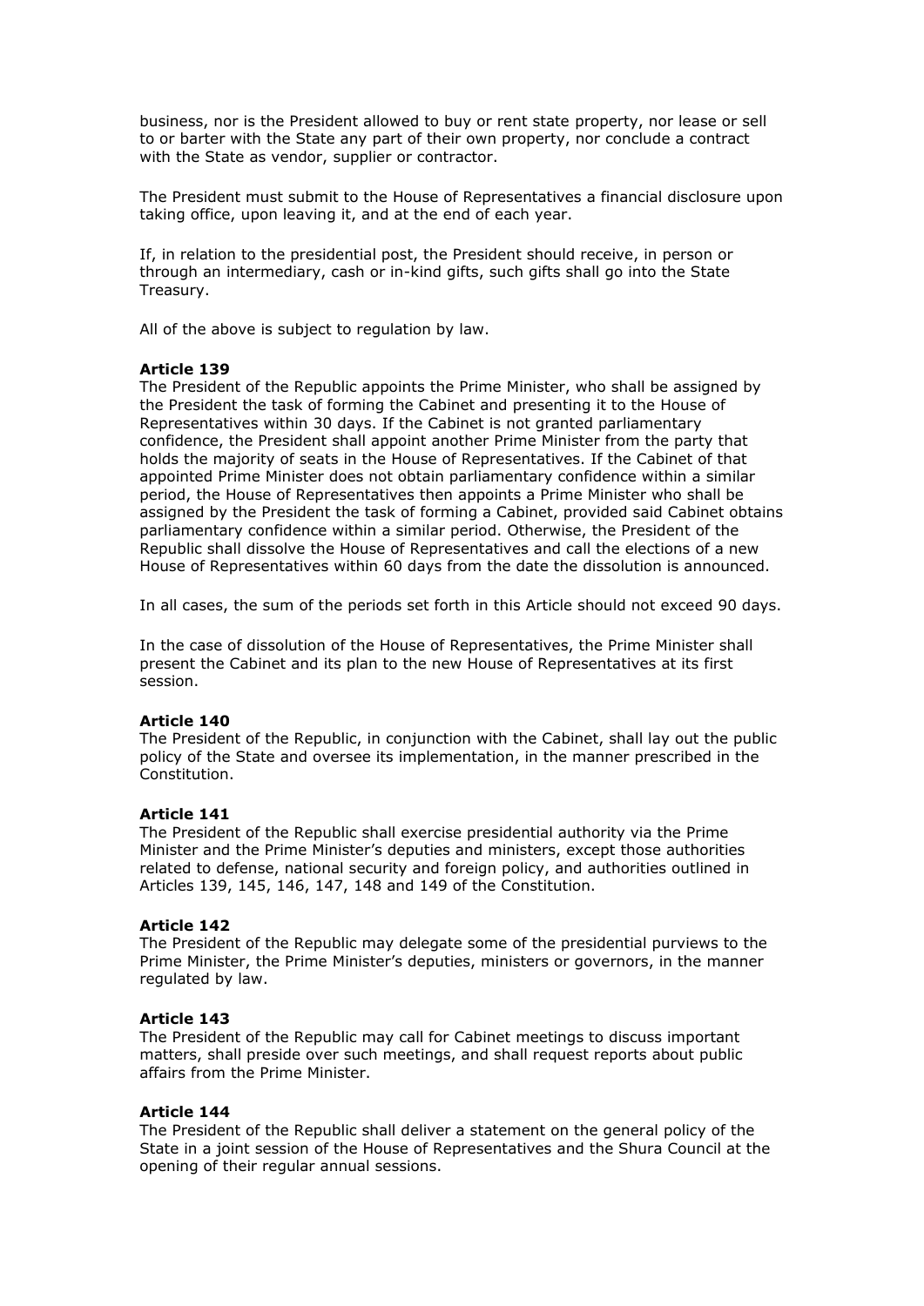business, nor is the President allowed to buy or rent state property, nor lease or sell to or barter with the State any part of their own property, nor conclude a contract with the State as vendor, supplier or contractor.

The President must submit to the House of Representatives a financial disclosure upon taking office, upon leaving it, and at the end of each year.

If, in relation to the presidential post, the President should receive, in person or through an intermediary, cash or in-kind gifts, such gifts shall go into the State Treasury.

All of the above is subject to regulation by law.

**Article 139**
The President of the Republic appoints the Prime Minister, who shall be assigned by the President the task of forming the Cabinet and presenting it to the House of Representatives within 30 days. If the Cabinet is not granted parliamentary confidence, the President shall appoint another Prime Minister from the party that holds the majority of seats in the House of Representatives. If the Cabinet of that appointed Prime Minister does not obtain parliamentary confidence within a similar period, the House of Representatives then appoints a Prime Minister who shall be assigned by the President the task of forming a Cabinet, provided said Cabinet obtains parliamentary confidence within a similar period. Otherwise, the President of the Republic shall dissolve the House of Representatives and call the elections of a new House of Representatives within 60 days from the date the dissolution is announced.

In all cases, the sum of the periods set forth in this Article should not exceed 90 days.

In the case of dissolution of the House of Representatives, the Prime Minister shall present the Cabinet and its plan to the new House of Representatives at its first session.

**Article 140**
The President of the Republic, in conjunction with the Cabinet, shall lay out the public policy of the State and oversee its implementation, in the manner prescribed in the Constitution.

**Article 141**
The President of the Republic shall exercise presidential authority via the Prime Minister and the Prime Minister's deputies and ministers, except those authorities related to defense, national security and foreign policy, and authorities outlined in Articles 139, 145, 146, 147, 148 and 149 of the Constitution.

**Article 142**
The President of the Republic may delegate some of the presidential purviews to the Prime Minister, the Prime Minister's deputies, ministers or governors, in the manner regulated by law.

**Article 143**
The President of the Republic may call for Cabinet meetings to discuss important matters, shall preside over such meetings, and shall request reports about public affairs from the Prime Minister.

**Article 144**
The President of the Republic shall deliver a statement on the general policy of the State in a joint session of the House of Representatives and the Shura Council at the opening of their regular annual sessions.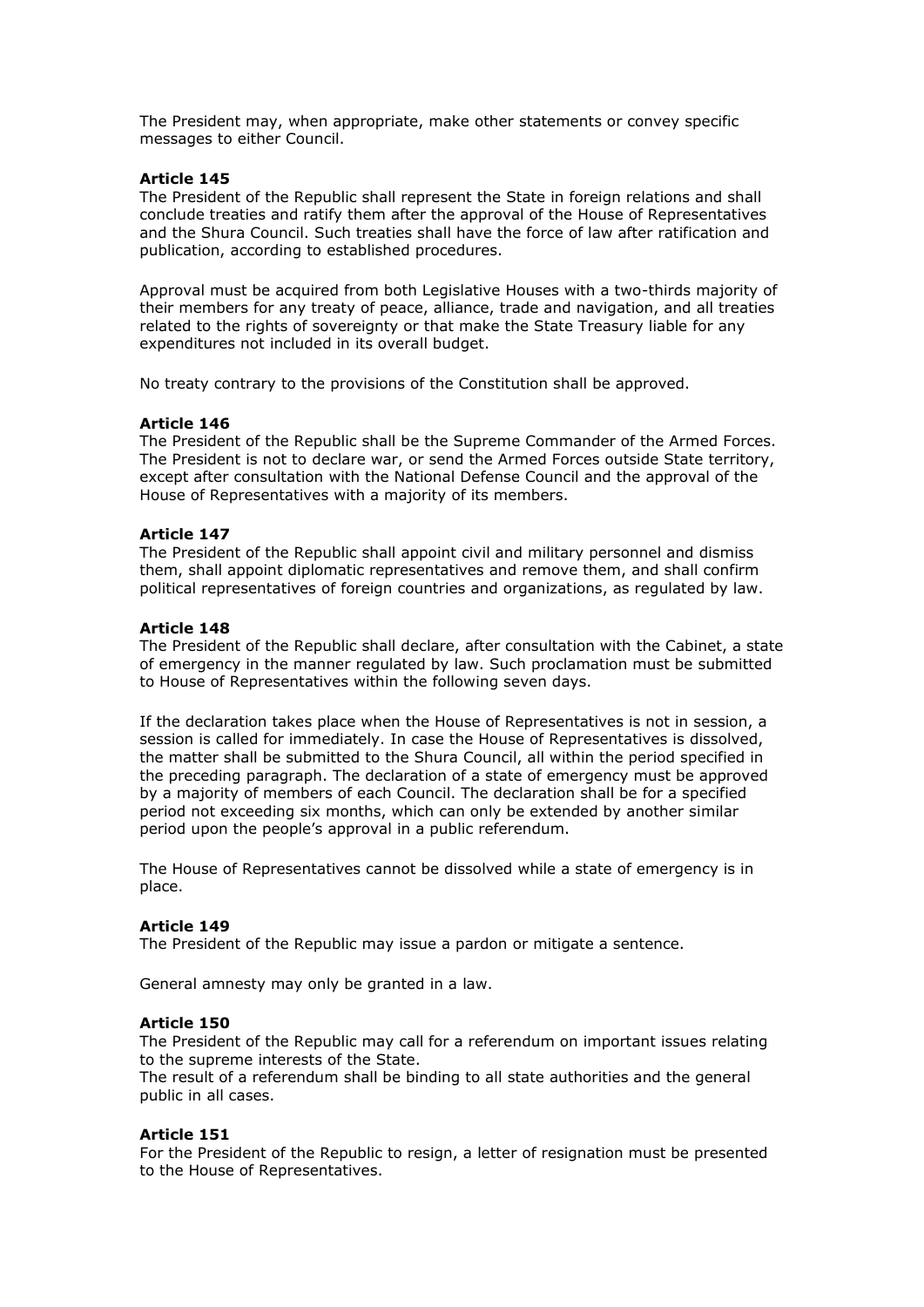The President may, when appropriate, make other statements or convey specific messages to either Council.

**Article 145**
The President of the Republic shall represent the State in foreign relations and shall conclude treaties and ratify them after the approval of the House of Representatives and the Shura Council. Such treaties shall have the force of law after ratification and publication, according to established procedures.

Approval must be acquired from both Legislative Houses with a two-thirds majority of their members for any treaty of peace, alliance, trade and navigation, and all treaties related to the rights of sovereignty or that make the State Treasury liable for any expenditures not included in its overall budget.

No treaty contrary to the provisions of the Constitution shall be approved.

**Article 146**
The President of the Republic shall be the Supreme Commander of the Armed Forces. The President is not to declare war, or send the Armed Forces outside State territory, except after consultation with the National Defense Council and the approval of the House of Representatives with a majority of its members.

**Article 147**
The President of the Republic shall appoint civil and military personnel and dismiss them, shall appoint diplomatic representatives and remove them, and shall confirm political representatives of foreign countries and organizations, as regulated by law.

**Article 148**
The President of the Republic shall declare, after consultation with the Cabinet, a state of emergency in the manner regulated by law. Such proclamation must be submitted to House of Representatives within the following seven days.

If the declaration takes place when the House of Representatives is not in session, a session is called for immediately. In case the House of Representatives is dissolved, the matter shall be submitted to the Shura Council, all within the period specified in the preceding paragraph. The declaration of a state of emergency must be approved by a majority of members of each Council. The declaration shall be for a specified period not exceeding six months, which can only be extended by another similar period upon the people's approval in a public referendum.

The House of Representatives cannot be dissolved while a state of emergency is in place.

**Article 149**
The President of the Republic may issue a pardon or mitigate a sentence.

General amnesty may only be granted in a law.

**Article 150**
The President of the Republic may call for a referendum on important issues relating to the supreme interests of the State.
The result of a referendum shall be binding to all state authorities and the general public in all cases.

**Article 151**
For the President of the Republic to resign, a letter of resignation must be presented to the House of Representatives.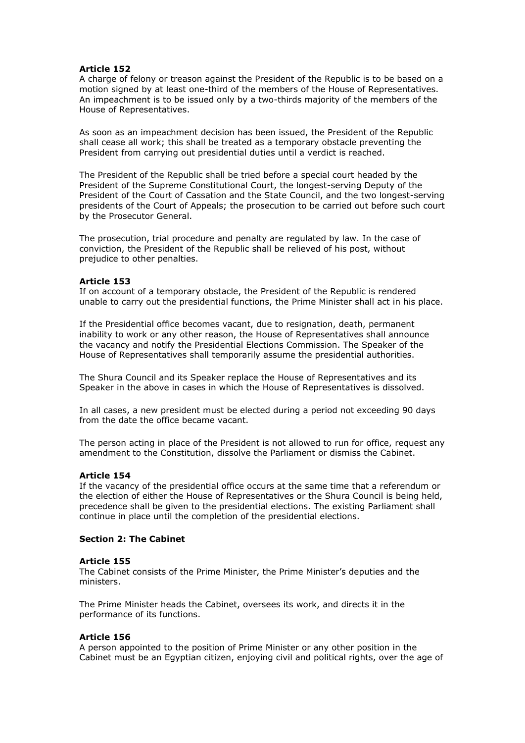**Article 152**
A charge of felony or treason against the President of the Republic is to be based on a motion signed by at least one-third of the members of the House of Representatives. An impeachment is to be issued only by a two-thirds majority of the members of the House of Representatives.

As soon as an impeachment decision has been issued, the President of the Republic shall cease all work; this shall be treated as a temporary obstacle preventing the President from carrying out presidential duties until a verdict is reached.

The President of the Republic shall be tried before a special court headed by the President of the Supreme Constitutional Court, the longest-serving Deputy of the President of the Court of Cassation and the State Council, and the two longest-serving presidents of the Court of Appeals; the prosecution to be carried out before such court by the Prosecutor General.

The prosecution, trial procedure and penalty are regulated by law. In the case of conviction, the President of the Republic shall be relieved of his post, without prejudice to other penalties.

**Article 153**
If on account of a temporary obstacle, the President of the Republic is rendered unable to carry out the presidential functions, the Prime Minister shall act in his place.

If the Presidential office becomes vacant, due to resignation, death, permanent inability to work or any other reason, the House of Representatives shall announce the vacancy and notify the Presidential Elections Commission. The Speaker of the House of Representatives shall temporarily assume the presidential authorities.

The Shura Council and its Speaker replace the House of Representatives and its Speaker in the above in cases in which the House of Representatives is dissolved.

In all cases, a new president must be elected during a period not exceeding 90 days from the date the office became vacant.

The person acting in place of the President is not allowed to run for office, request any amendment to the Constitution, dissolve the Parliament or dismiss the Cabinet.

**Article 154**
If the vacancy of the presidential office occurs at the same time that a referendum or the election of either the House of Representatives or the Shura Council is being held, precedence shall be given to the presidential elections. The existing Parliament shall continue in place until the completion of the presidential elections.

## Section 2: The Cabinet

**Article 155**
The Cabinet consists of the Prime Minister, the Prime Minister's deputies and the ministers.

The Prime Minister heads the Cabinet, oversees its work, and directs it in the performance of its functions.

**Article 156**
A person appointed to the position of Prime Minister or any other position in the Cabinet must be an Egyptian citizen, enjoying civil and political rights, over the age of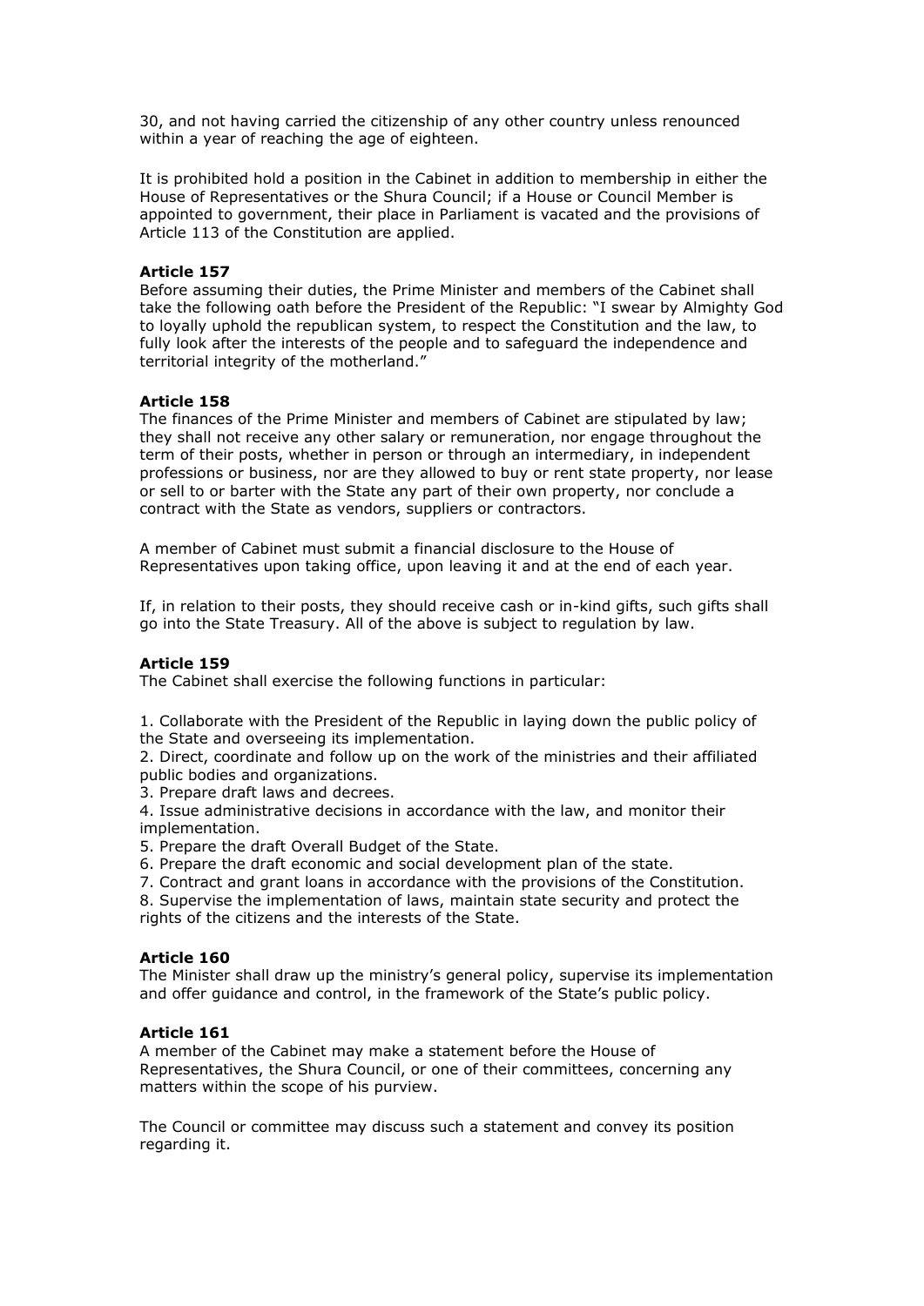30, and not having carried the citizenship of any other country unless renounced within a year of reaching the age of eighteen.

It is prohibited hold a position in the Cabinet in addition to membership in either the House of Representatives or the Shura Council; if a House or Council Member is appointed to government, their place in Parliament is vacated and the provisions of Article 113 of the Constitution are applied.

**Article 157**
Before assuming their duties, the Prime Minister and members of the Cabinet shall take the following oath before the President of the Republic: "I swear by Almighty God to loyally uphold the republican system, to respect the Constitution and the law, to fully look after the interests of the people and to safeguard the independence and territorial integrity of the motherland."

**Article 158**
The finances of the Prime Minister and members of Cabinet are stipulated by law; they shall not receive any other salary or remuneration, nor engage throughout the term of their posts, whether in person or through an intermediary, in independent professions or business, nor are they allowed to buy or rent state property, nor lease or sell to or barter with the State any part of their own property, nor conclude a contract with the State as vendors, suppliers or contractors.

A member of Cabinet must submit a financial disclosure to the House of Representatives upon taking office, upon leaving it and at the end of each year.

If, in relation to their posts, they should receive cash or in-kind gifts, such gifts shall go into the State Treasury. All of the above is subject to regulation by law.

**Article 159**
The Cabinet shall exercise the following functions in particular:

1. Collaborate with the President of the Republic in laying down the public policy of the State and overseeing its implementation.
2. Direct, coordinate and follow up on the work of the ministries and their affiliated public bodies and organizations.
3. Prepare draft laws and decrees.
4. Issue administrative decisions in accordance with the law, and monitor their implementation.
5. Prepare the draft Overall Budget of the State.
6. Prepare the draft economic and social development plan of the state.
7. Contract and grant loans in accordance with the provisions of the Constitution.
8. Supervise the implementation of laws, maintain state security and protect the rights of the citizens and the interests of the State.

**Article 160**
The Minister shall draw up the ministry's general policy, supervise its implementation and offer guidance and control, in the framework of the State's public policy.

**Article 161**
A member of the Cabinet may make a statement before the House of Representatives, the Shura Council, or one of their committees, concerning any matters within the scope of his purview.

The Council or committee may discuss such a statement and convey its position regarding it.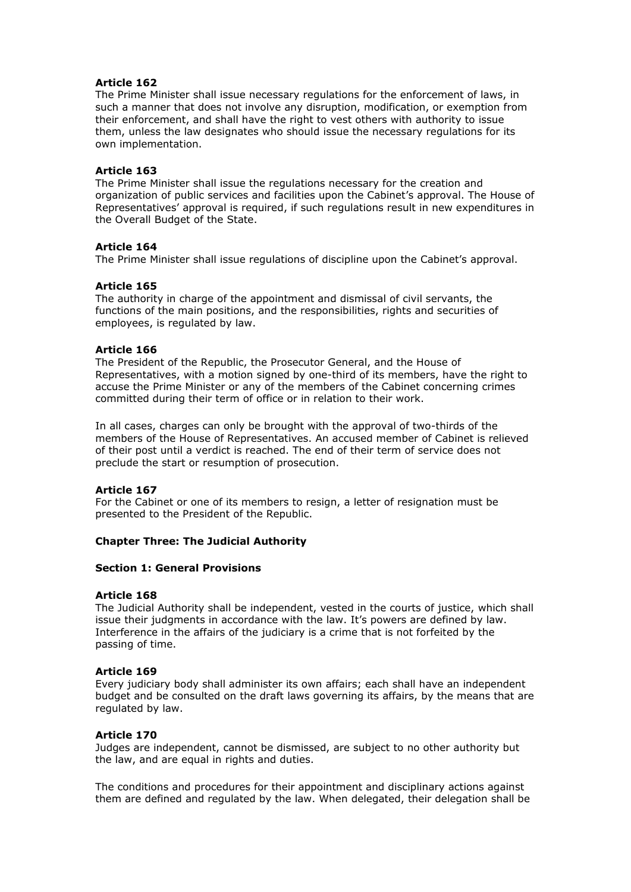**Article 162**
The Prime Minister shall issue necessary regulations for the enforcement of laws, in such a manner that does not involve any disruption, modification, or exemption from their enforcement, and shall have the right to vest others with authority to issue them, unless the law designates who should issue the necessary regulations for its own implementation.

**Article 163**
The Prime Minister shall issue the regulations necessary for the creation and organization of public services and facilities upon the Cabinet's approval. The House of Representatives' approval is required, if such regulations result in new expenditures in the Overall Budget of the State.

**Article 164**
The Prime Minister shall issue regulations of discipline upon the Cabinet's approval.

**Article 165**
The authority in charge of the appointment and dismissal of civil servants, the functions of the main positions, and the responsibilities, rights and securities of employees, is regulated by law.

**Article 166**
The President of the Republic, the Prosecutor General, and the House of Representatives, with a motion signed by one-third of its members, have the right to accuse the Prime Minister or any of the members of the Cabinet concerning crimes committed during their term of office or in relation to their work.

In all cases, charges can only be brought with the approval of two-thirds of the members of the House of Representatives. An accused member of Cabinet is relieved of their post until a verdict is reached. The end of their term of service does not preclude the start or resumption of prosecution.

**Article 167**
For the Cabinet or one of its members to resign, a letter of resignation must be presented to the President of the Republic.

## Chapter Three: The Judicial Authority

### Section 1: General Provisions

**Article 168**
The Judicial Authority shall be independent, vested in the courts of justice, which shall issue their judgments in accordance with the law. It's powers are defined by law. Interference in the affairs of the judiciary is a crime that is not forfeited by the passing of time.

**Article 169**
Every judiciary body shall administer its own affairs; each shall have an independent budget and be consulted on the draft laws governing its affairs, by the means that are regulated by law.

**Article 170**
Judges are independent, cannot be dismissed, are subject to no other authority but the law, and are equal in rights and duties.

The conditions and procedures for their appointment and disciplinary actions against them are defined and regulated by the law. When delegated, their delegation shall be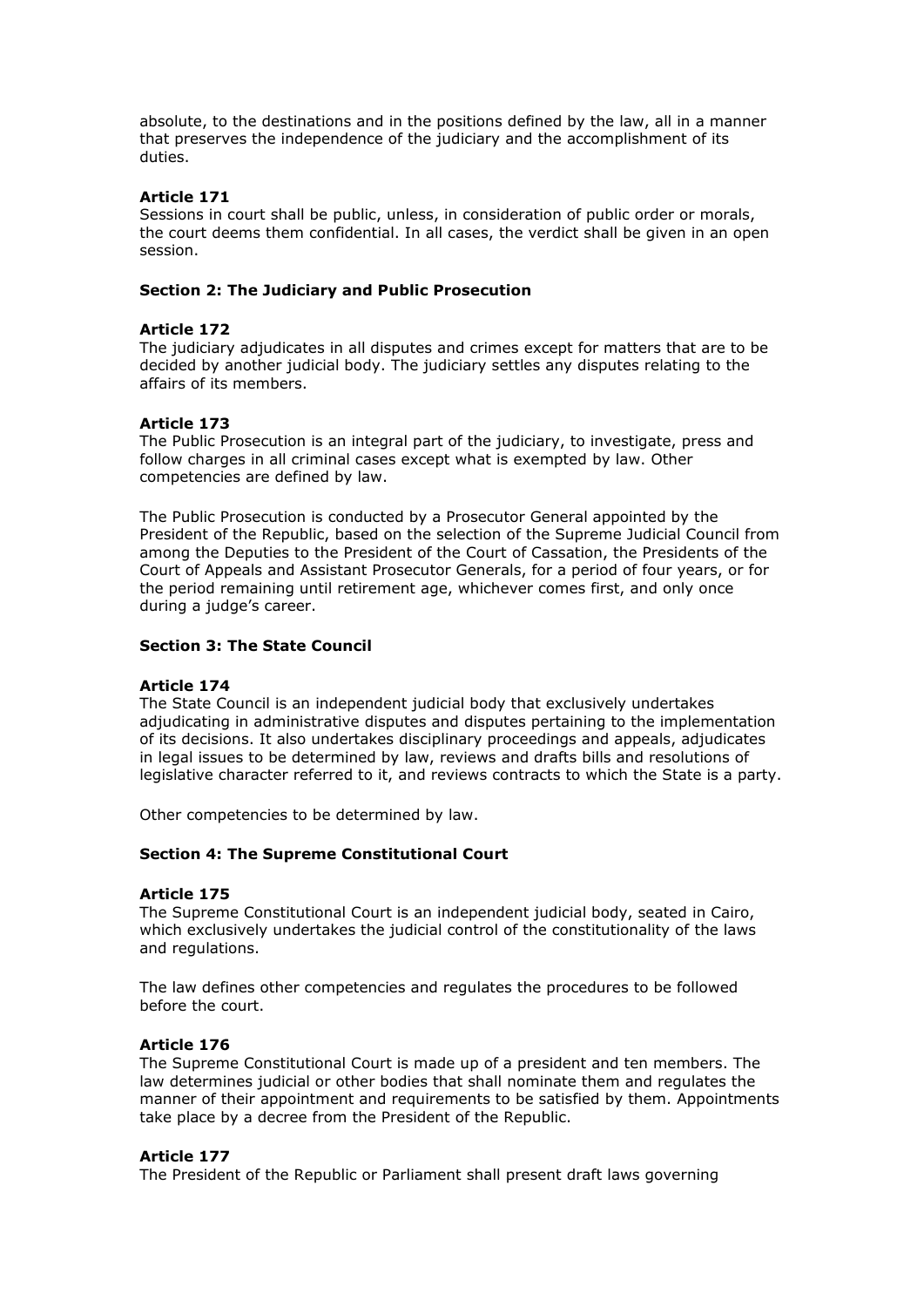absolute, to the destinations and in the positions defined by the law, all in a manner that preserves the independence of the judiciary and the accomplishment of its duties.

**Article 171**
Sessions in court shall be public, unless, in consideration of public order or morals, the court deems them confidential. In all cases, the verdict shall be given in an open session.

### Section 2: The Judiciary and Public Prosecution

**Article 172**
The judiciary adjudicates in all disputes and crimes except for matters that are to be decided by another judicial body. The judiciary settles any disputes relating to the affairs of its members.

**Article 173**
The Public Prosecution is an integral part of the judiciary, to investigate, press and follow charges in all criminal cases except what is exempted by law. Other competencies are defined by law.

The Public Prosecution is conducted by a Prosecutor General appointed by the President of the Republic, based on the selection of the Supreme Judicial Council from among the Deputies to the President of the Court of Cassation, the Presidents of the Court of Appeals and Assistant Prosecutor Generals, for a period of four years, or for the period remaining until retirement age, whichever comes first, and only once during a judge's career.

### Section 3: The State Council

**Article 174**
The State Council is an independent judicial body that exclusively undertakes adjudicating in administrative disputes and disputes pertaining to the implementation of its decisions. It also undertakes disciplinary proceedings and appeals, adjudicates in legal issues to be determined by law, reviews and drafts bills and resolutions of legislative character referred to it, and reviews contracts to which the State is a party.

Other competencies to be determined by law.

### Section 4: The Supreme Constitutional Court

**Article 175**
The Supreme Constitutional Court is an independent judicial body, seated in Cairo, which exclusively undertakes the judicial control of the constitutionality of the laws and regulations.

The law defines other competencies and regulates the procedures to be followed before the court.

**Article 176**
The Supreme Constitutional Court is made up of a president and ten members. The law determines judicial or other bodies that shall nominate them and regulates the manner of their appointment and requirements to be satisfied by them. Appointments take place by a decree from the President of the Republic.

**Article 177**
The President of the Republic or Parliament shall present draft laws governing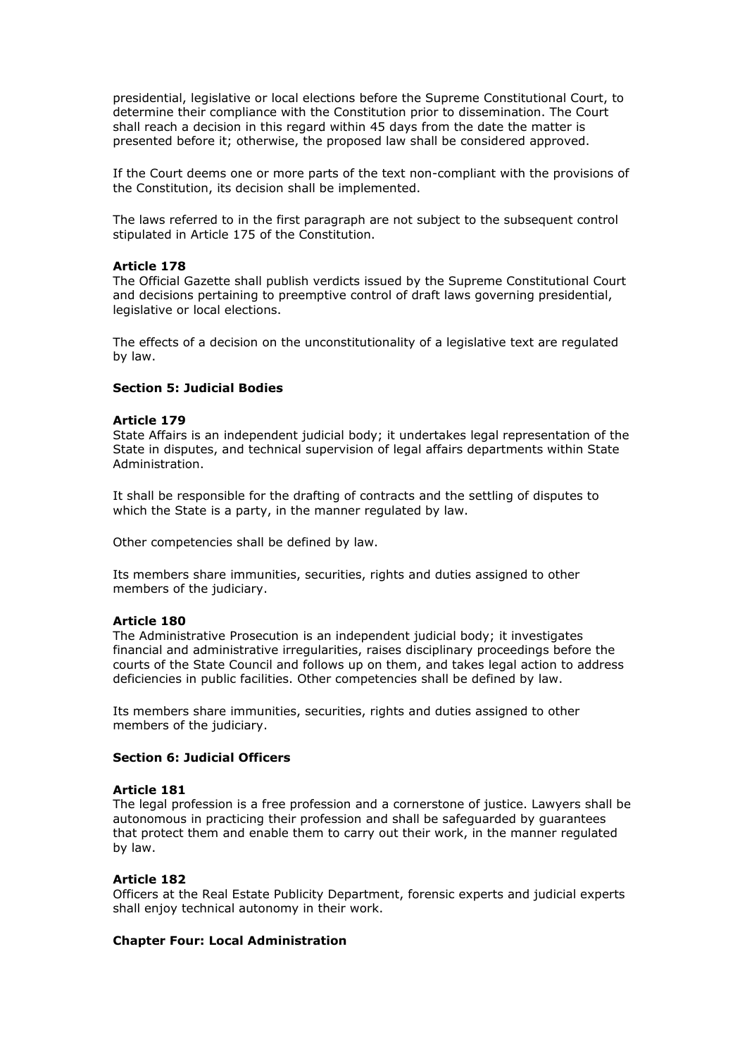presidential, legislative or local elections before the Supreme Constitutional Court, to determine their compliance with the Constitution prior to dissemination. The Court shall reach a decision in this regard within 45 days from the date the matter is presented before it; otherwise, the proposed law shall be considered approved.

If the Court deems one or more parts of the text non-compliant with the provisions of the Constitution, its decision shall be implemented.

The laws referred to in the first paragraph are not subject to the subsequent control stipulated in Article 175 of the Constitution.

**Article 178**
The Official Gazette shall publish verdicts issued by the Supreme Constitutional Court and decisions pertaining to preemptive control of draft laws governing presidential, legislative or local elections.

The effects of a decision on the unconstitutionality of a legislative text are regulated by law.

**Section 5: Judicial Bodies**

**Article 179**
State Affairs is an independent judicial body; it undertakes legal representation of the State in disputes, and technical supervision of legal affairs departments within State Administration.

It shall be responsible for the drafting of contracts and the settling of disputes to which the State is a party, in the manner regulated by law.

Other competencies shall be defined by law.

Its members share immunities, securities, rights and duties assigned to other members of the judiciary.

**Article 180**
The Administrative Prosecution is an independent judicial body; it investigates financial and administrative irregularities, raises disciplinary proceedings before the courts of the State Council and follows up on them, and takes legal action to address deficiencies in public facilities. Other competencies shall be defined by law.

Its members share immunities, securities, rights and duties assigned to other members of the judiciary.

**Section 6: Judicial Officers**

**Article 181**
The legal profession is a free profession and a cornerstone of justice. Lawyers shall be autonomous in practicing their profession and shall be safeguarded by guarantees that protect them and enable them to carry out their work, in the manner regulated by law.

**Article 182**
Officers at the Real Estate Publicity Department, forensic experts and judicial experts shall enjoy technical autonomy in their work.

**Chapter Four: Local Administration**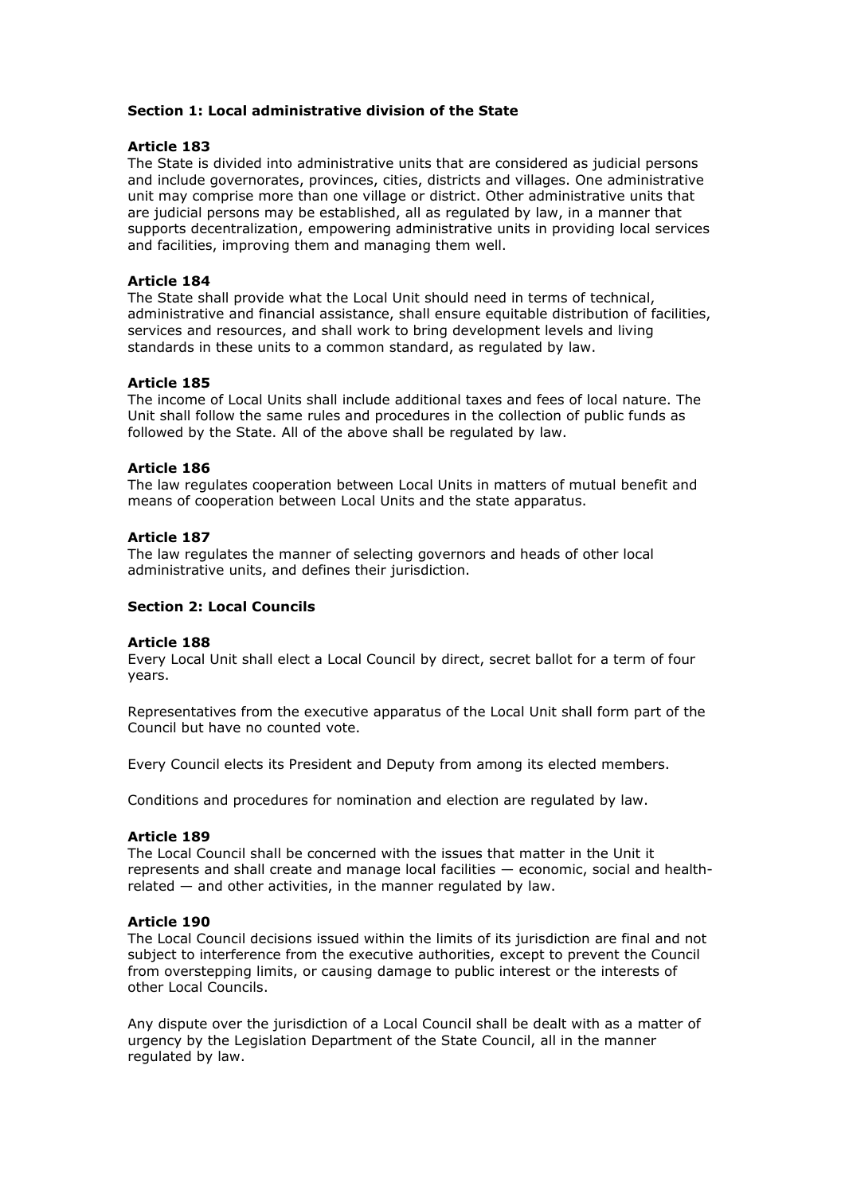**Section 1: Local administrative division of the State**

**Article 183**

The State is divided into administrative units that are considered as judicial persons and include governorates, provinces, cities, districts and villages. One administrative unit may comprise more than one village or district. Other administrative units that are judicial persons may be established, all as regulated by law, in a manner that supports decentralization, empowering administrative units in providing local services and facilities, improving them and managing them well.

**Article 184**

The State shall provide what the Local Unit should need in terms of technical, administrative and financial assistance, shall ensure equitable distribution of facilities, services and resources, and shall work to bring development levels and living standards in these units to a common standard, as regulated by law.

**Article 185**

The income of Local Units shall include additional taxes and fees of local nature. The Unit shall follow the same rules and procedures in the collection of public funds as followed by the State. All of the above shall be regulated by law.

**Article 186**

The law regulates cooperation between Local Units in matters of mutual benefit and means of cooperation between Local Units and the state apparatus.

**Article 187**

The law regulates the manner of selecting governors and heads of other local administrative units, and defines their jurisdiction.

**Section 2: Local Councils**

**Article 188**

Every Local Unit shall elect a Local Council by direct, secret ballot for a term of four years.

Representatives from the executive apparatus of the Local Unit shall form part of the Council but have no counted vote.

Every Council elects its President and Deputy from among its elected members.

Conditions and procedures for nomination and election are regulated by law.

**Article 189**

The Local Council shall be concerned with the issues that matter in the Unit it represents and shall create and manage local facilities — economic, social and health-related — and other activities, in the manner regulated by law.

**Article 190**

The Local Council decisions issued within the limits of its jurisdiction are final and not subject to interference from the executive authorities, except to prevent the Council from overstepping limits, or causing damage to public interest or the interests of other Local Councils.

Any dispute over the jurisdiction of a Local Council shall be dealt with as a matter of urgency by the Legislation Department of the State Council, all in the manner regulated by law.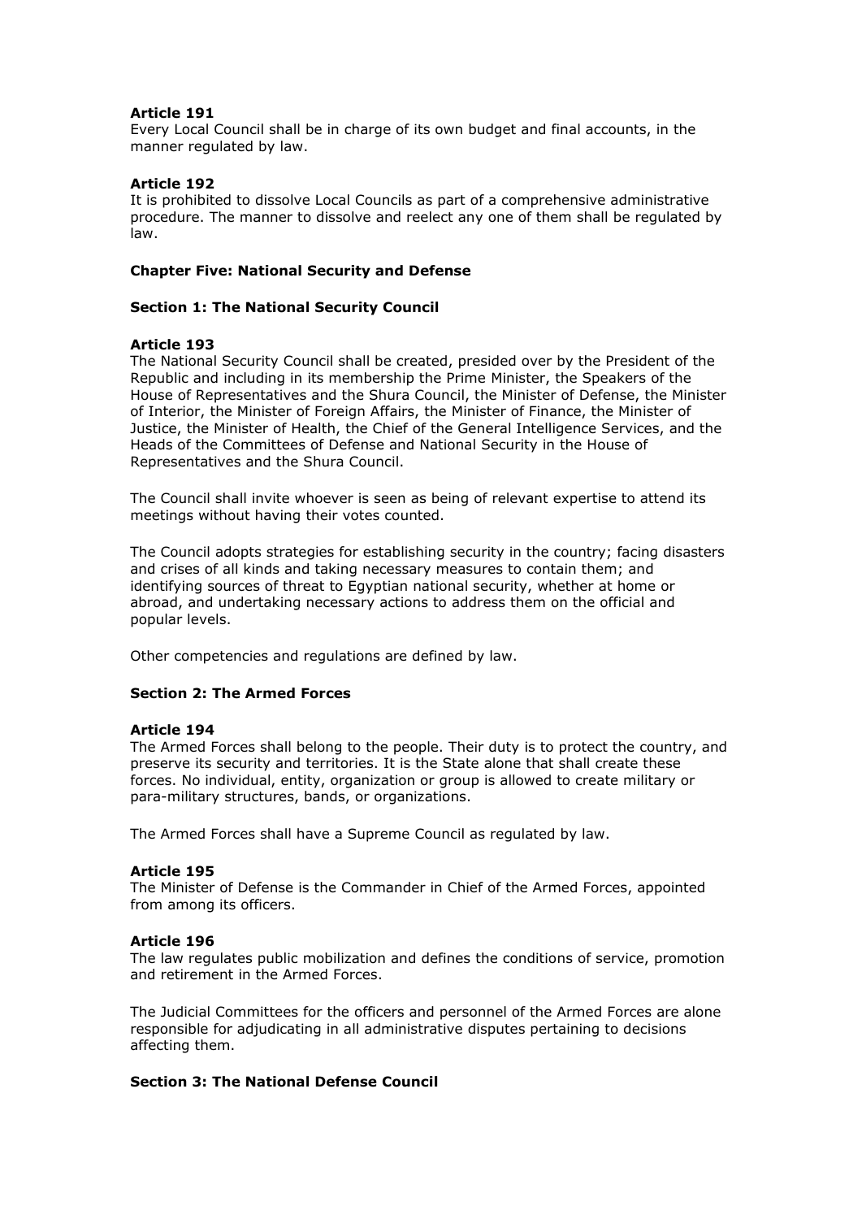**Article 191**
Every Local Council shall be in charge of its own budget and final accounts, in the manner regulated by law.

**Article 192**
It is prohibited to dissolve Local Councils as part of a comprehensive administrative procedure. The manner to dissolve and reelect any one of them shall be regulated by law.

## Chapter Five: National Security and Defense

### Section 1: The National Security Council

**Article 193**
The National Security Council shall be created, presided over by the President of the Republic and including in its membership the Prime Minister, the Speakers of the House of Representatives and the Shura Council, the Minister of Defense, the Minister of Interior, the Minister of Foreign Affairs, the Minister of Finance, the Minister of Justice, the Minister of Health, the Chief of the General Intelligence Services, and the Heads of the Committees of Defense and National Security in the House of Representatives and the Shura Council.

The Council shall invite whoever is seen as being of relevant expertise to attend its meetings without having their votes counted.

The Council adopts strategies for establishing security in the country; facing disasters and crises of all kinds and taking necessary measures to contain them; and identifying sources of threat to Egyptian national security, whether at home or abroad, and undertaking necessary actions to address them on the official and popular levels.

Other competencies and regulations are defined by law.

### Section 2: The Armed Forces

**Article 194**
The Armed Forces shall belong to the people. Their duty is to protect the country, and preserve its security and territories. It is the State alone that shall create these forces. No individual, entity, organization or group is allowed to create military or para-military structures, bands, or organizations.

The Armed Forces shall have a Supreme Council as regulated by law.

**Article 195**
The Minister of Defense is the Commander in Chief of the Armed Forces, appointed from among its officers.

**Article 196**
The law regulates public mobilization and defines the conditions of service, promotion and retirement in the Armed Forces.

The Judicial Committees for the officers and personnel of the Armed Forces are alone responsible for adjudicating in all administrative disputes pertaining to decisions affecting them.

### Section 3: The National Defense Council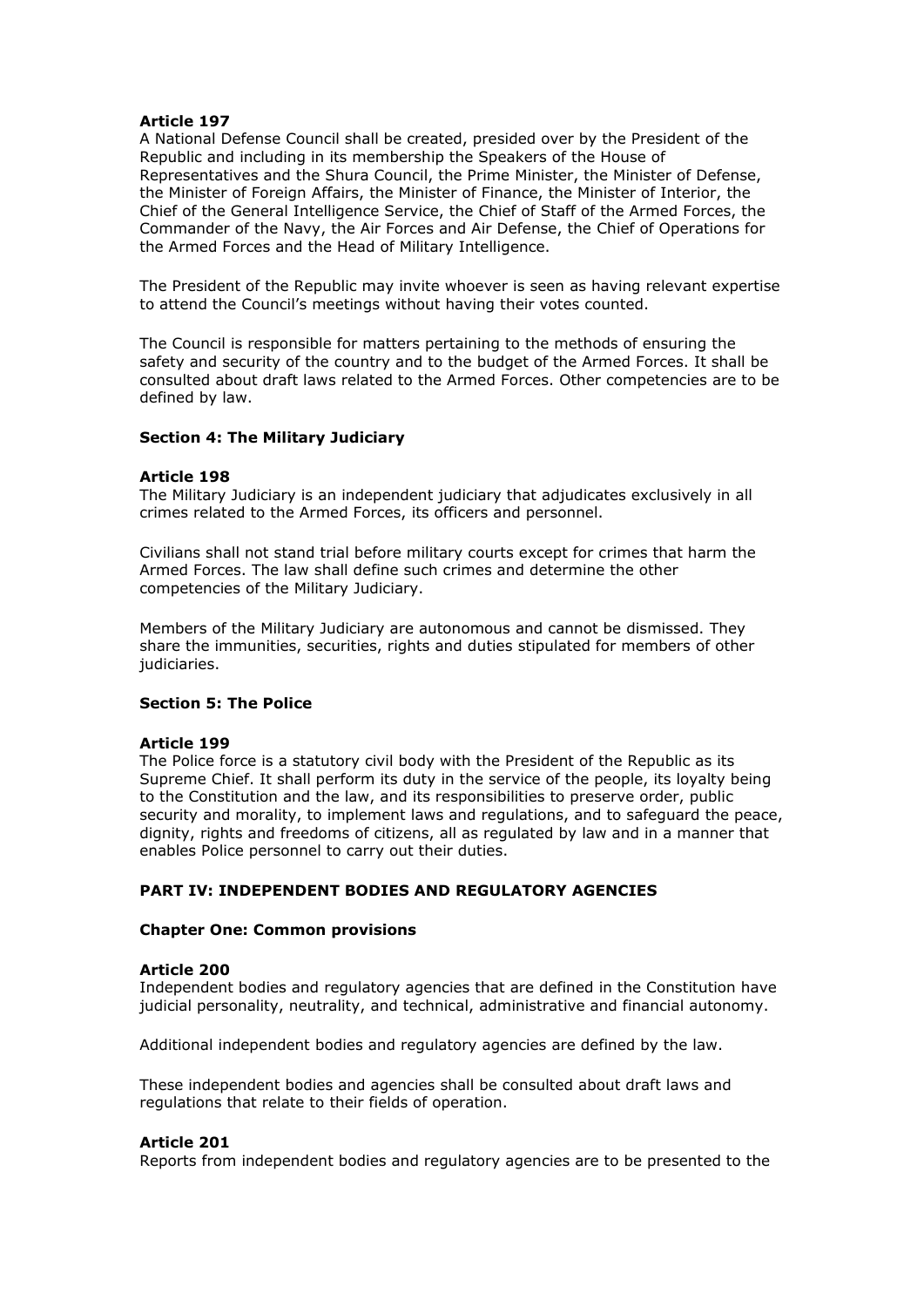**Article 197**
A National Defense Council shall be created, presided over by the President of the Republic and including in its membership the Speakers of the House of Representatives and the Shura Council, the Prime Minister, the Minister of Defense, the Minister of Foreign Affairs, the Minister of Finance, the Minister of Interior, the Chief of the General Intelligence Service, the Chief of Staff of the Armed Forces, the Commander of the Navy, the Air Forces and Air Defense, the Chief of Operations for the Armed Forces and the Head of Military Intelligence.

The President of the Republic may invite whoever is seen as having relevant expertise to attend the Council's meetings without having their votes counted.

The Council is responsible for matters pertaining to the methods of ensuring the safety and security of the country and to the budget of the Armed Forces. It shall be consulted about draft laws related to the Armed Forces. Other competencies are to be defined by law.

### Section 4: The Military Judiciary

**Article 198**
The Military Judiciary is an independent judiciary that adjudicates exclusively in all crimes related to the Armed Forces, its officers and personnel.

Civilians shall not stand trial before military courts except for crimes that harm the Armed Forces. The law shall define such crimes and determine the other competencies of the Military Judiciary.

Members of the Military Judiciary are autonomous and cannot be dismissed. They share the immunities, securities, rights and duties stipulated for members of other judiciaries.

### Section 5: The Police

**Article 199**
The Police force is a statutory civil body with the President of the Republic as its Supreme Chief. It shall perform its duty in the service of the people, its loyalty being to the Constitution and the law, and its responsibilities to preserve order, public security and morality, to implement laws and regulations, and to safeguard the peace, dignity, rights and freedoms of citizens, all as regulated by law and in a manner that enables Police personnel to carry out their duties.

## PART IV: INDEPENDENT BODIES AND REGULATORY AGENCIES

### Chapter One: Common provisions

**Article 200**
Independent bodies and regulatory agencies that are defined in the Constitution have judicial personality, neutrality, and technical, administrative and financial autonomy.

Additional independent bodies and regulatory agencies are defined by the law.

These independent bodies and agencies shall be consulted about draft laws and regulations that relate to their fields of operation.

**Article 201**
Reports from independent bodies and regulatory agencies are to be presented to the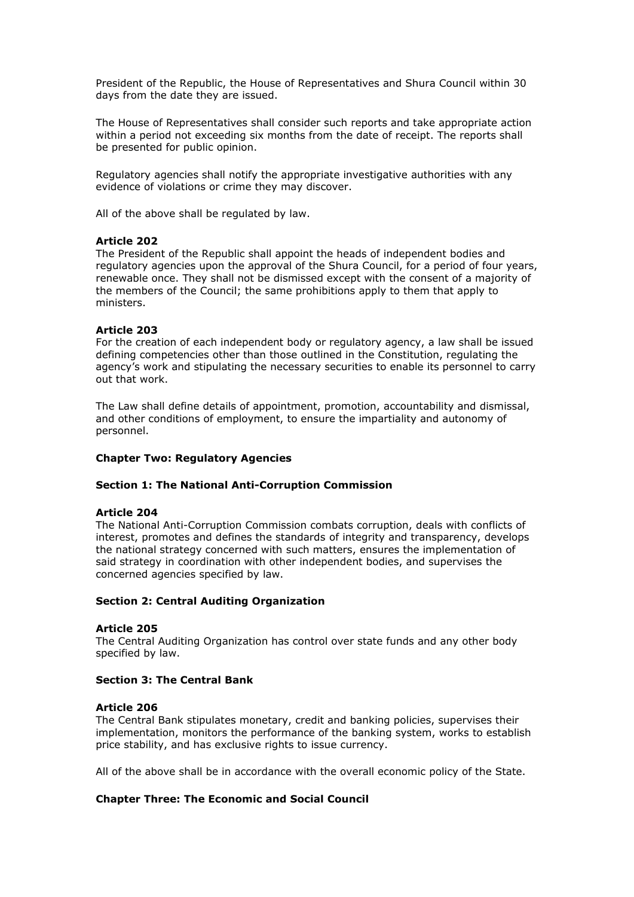President of the Republic, the House of Representatives and Shura Council within 30 days from the date they are issued.

The House of Representatives shall consider such reports and take appropriate action within a period not exceeding six months from the date of receipt. The reports shall be presented for public opinion.

Regulatory agencies shall notify the appropriate investigative authorities with any evidence of violations or crime they may discover.

All of the above shall be regulated by law.

**Article 202**
The President of the Republic shall appoint the heads of independent bodies and regulatory agencies upon the approval of the Shura Council, for a period of four years, renewable once. They shall not be dismissed except with the consent of a majority of the members of the Council; the same prohibitions apply to them that apply to ministers.

**Article 203**
For the creation of each independent body or regulatory agency, a law shall be issued defining competencies other than those outlined in the Constitution, regulating the agency's work and stipulating the necessary securities to enable its personnel to carry out that work.

The Law shall define details of appointment, promotion, accountability and dismissal, and other conditions of employment, to ensure the impartiality and autonomy of personnel.

## Chapter Two: Regulatory Agencies

### Section 1: The National Anti-Corruption Commission

**Article 204**
The National Anti-Corruption Commission combats corruption, deals with conflicts of interest, promotes and defines the standards of integrity and transparency, develops the national strategy concerned with such matters, ensures the implementation of said strategy in coordination with other independent bodies, and supervises the concerned agencies specified by law.

### Section 2: Central Auditing Organization

**Article 205**
The Central Auditing Organization has control over state funds and any other body specified by law.

### Section 3: The Central Bank

**Article 206**
The Central Bank stipulates monetary, credit and banking policies, supervises their implementation, monitors the performance of the banking system, works to establish price stability, and has exclusive rights to issue currency.

All of the above shall be in accordance with the overall economic policy of the State.

## Chapter Three: The Economic and Social Council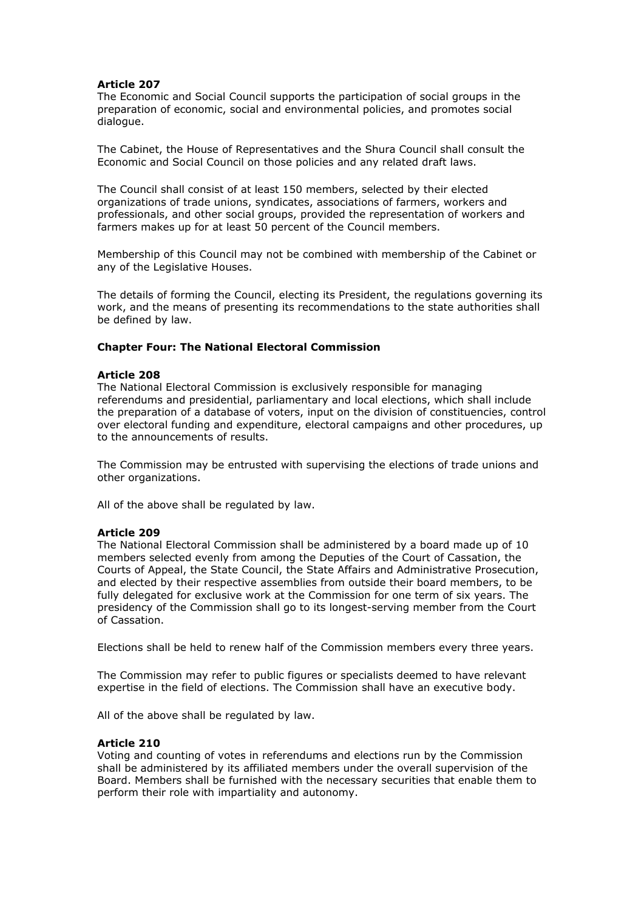**Article 207**
The Economic and Social Council supports the participation of social groups in the preparation of economic, social and environmental policies, and promotes social dialogue.

The Cabinet, the House of Representatives and the Shura Council shall consult the Economic and Social Council on those policies and any related draft laws.

The Council shall consist of at least 150 members, selected by their elected organizations of trade unions, syndicates, associations of farmers, workers and professionals, and other social groups, provided the representation of workers and farmers makes up for at least 50 percent of the Council members.

Membership of this Council may not be combined with membership of the Cabinet or any of the Legislative Houses.

The details of forming the Council, electing its President, the regulations governing its work, and the means of presenting its recommendations to the state authorities shall be defined by law.

## Chapter Four: The National Electoral Commission

**Article 208**
The National Electoral Commission is exclusively responsible for managing referendums and presidential, parliamentary and local elections, which shall include the preparation of a database of voters, input on the division of constituencies, control over electoral funding and expenditure, electoral campaigns and other procedures, up to the announcements of results.

The Commission may be entrusted with supervising the elections of trade unions and other organizations.

All of the above shall be regulated by law.

**Article 209**
The National Electoral Commission shall be administered by a board made up of 10 members selected evenly from among the Deputies of the Court of Cassation, the Courts of Appeal, the State Council, the State Affairs and Administrative Prosecution, and elected by their respective assemblies from outside their board members, to be fully delegated for exclusive work at the Commission for one term of six years. The presidency of the Commission shall go to its longest-serving member from the Court of Cassation.

Elections shall be held to renew half of the Commission members every three years.

The Commission may refer to public figures or specialists deemed to have relevant expertise in the field of elections. The Commission shall have an executive body.

All of the above shall be regulated by law.

**Article 210**
Voting and counting of votes in referendums and elections run by the Commission shall be administered by its affiliated members under the overall supervision of the Board. Members shall be furnished with the necessary securities that enable them to perform their role with impartiality and autonomy.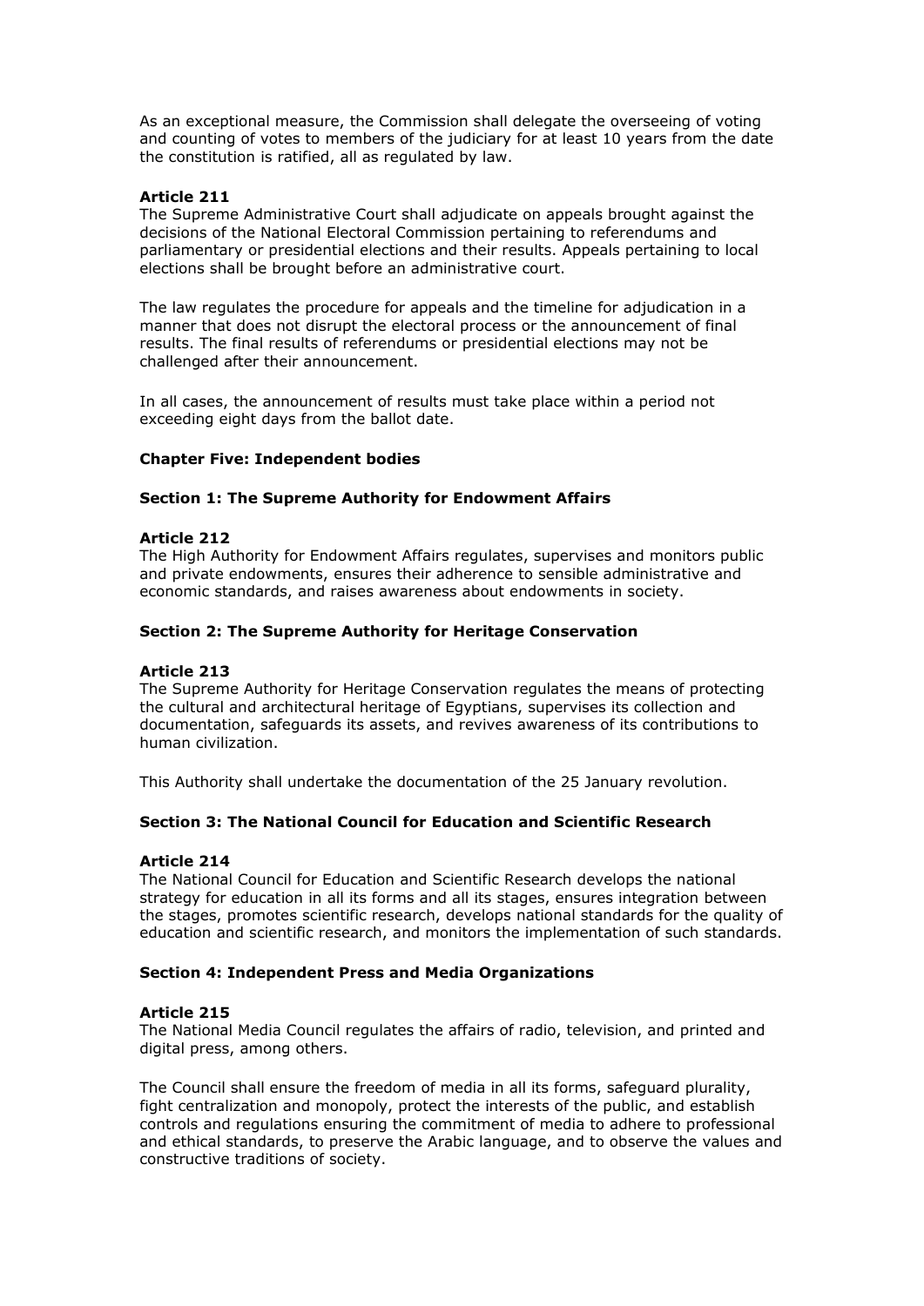As an exceptional measure, the Commission shall delegate the overseeing of voting and counting of votes to members of the judiciary for at least 10 years from the date the constitution is ratified, all as regulated by law.

**Article 211**
The Supreme Administrative Court shall adjudicate on appeals brought against the decisions of the National Electoral Commission pertaining to referendums and parliamentary or presidential elections and their results. Appeals pertaining to local elections shall be brought before an administrative court.

The law regulates the procedure for appeals and the timeline for adjudication in a manner that does not disrupt the electoral process or the announcement of final results. The final results of referendums or presidential elections may not be challenged after their announcement.

In all cases, the announcement of results must take place within a period not exceeding eight days from the ballot date.

## Chapter Five: Independent bodies

### Section 1: The Supreme Authority for Endowment Affairs

**Article 212**
The High Authority for Endowment Affairs regulates, supervises and monitors public and private endowments, ensures their adherence to sensible administrative and economic standards, and raises awareness about endowments in society.

### Section 2: The Supreme Authority for Heritage Conservation

**Article 213**
The Supreme Authority for Heritage Conservation regulates the means of protecting the cultural and architectural heritage of Egyptians, supervises its collection and documentation, safeguards its assets, and revives awareness of its contributions to human civilization.

This Authority shall undertake the documentation of the 25 January revolution.

### Section 3: The National Council for Education and Scientific Research

**Article 214**
The National Council for Education and Scientific Research develops the national strategy for education in all its forms and all its stages, ensures integration between the stages, promotes scientific research, develops national standards for the quality of education and scientific research, and monitors the implementation of such standards.

### Section 4: Independent Press and Media Organizations

**Article 215**
The National Media Council regulates the affairs of radio, television, and printed and digital press, among others.

The Council shall ensure the freedom of media in all its forms, safeguard plurality, fight centralization and monopoly, protect the interests of the public, and establish controls and regulations ensuring the commitment of media to adhere to professional and ethical standards, to preserve the Arabic language, and to observe the values and constructive traditions of society.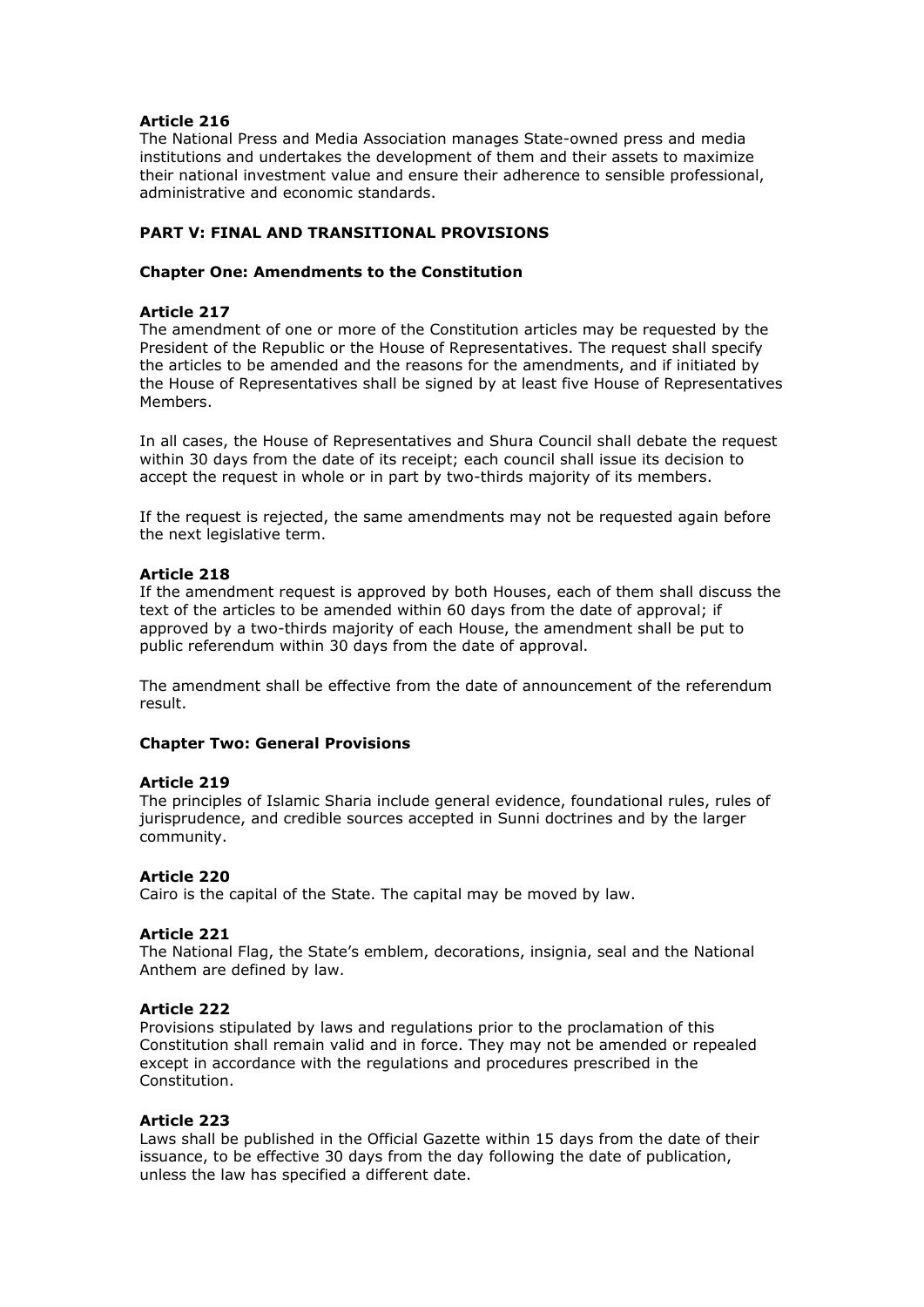**Article 216**
The National Press and Media Association manages State-owned press and media institutions and undertakes the development of them and their assets to maximize their national investment value and ensure their adherence to sensible professional, administrative and economic standards.

## PART V: FINAL AND TRANSITIONAL PROVISIONS

### Chapter One: Amendments to the Constitution

**Article 217**
The amendment of one or more of the Constitution articles may be requested by the President of the Republic or the House of Representatives. The request shall specify the articles to be amended and the reasons for the amendments, and if initiated by the House of Representatives shall be signed by at least five House of Representatives Members.

In all cases, the House of Representatives and Shura Council shall debate the request within 30 days from the date of its receipt; each council shall issue its decision to accept the request in whole or in part by two-thirds majority of its members.

If the request is rejected, the same amendments may not be requested again before the next legislative term.

**Article 218**
If the amendment request is approved by both Houses, each of them shall discuss the text of the articles to be amended within 60 days from the date of approval; if approved by a two-thirds majority of each House, the amendment shall be put to public referendum within 30 days from the date of approval.

The amendment shall be effective from the date of announcement of the referendum result.

### Chapter Two: General Provisions

**Article 219**
The principles of Islamic Sharia include general evidence, foundational rules, rules of jurisprudence, and credible sources accepted in Sunni doctrines and by the larger community.

**Article 220**
Cairo is the capital of the State. The capital may be moved by law.

**Article 221**
The National Flag, the State's emblem, decorations, insignia, seal and the National Anthem are defined by law.

**Article 222**
Provisions stipulated by laws and regulations prior to the proclamation of this Constitution shall remain valid and in force. They may not be amended or repealed except in accordance with the regulations and procedures prescribed in the Constitution.

**Article 223**
Laws shall be published in the Official Gazette within 15 days from the date of their issuance, to be effective 30 days from the day following the date of publication, unless the law has specified a different date.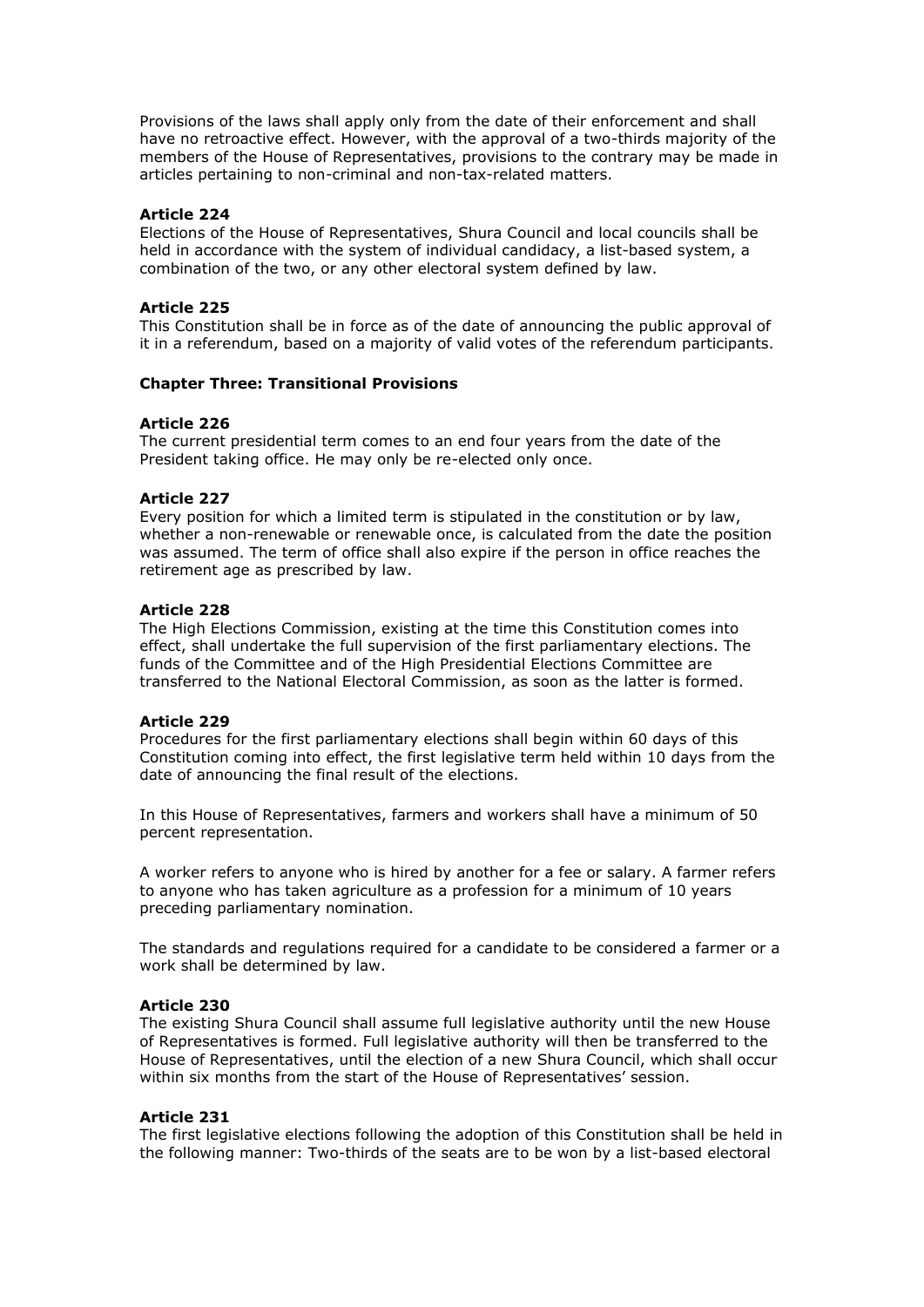Provisions of the laws shall apply only from the date of their enforcement and shall have no retroactive effect. However, with the approval of a two-thirds majority of the members of the House of Representatives, provisions to the contrary may be made in articles pertaining to non-criminal and non-tax-related matters.

**Article 224**
Elections of the House of Representatives, Shura Council and local councils shall be held in accordance with the system of individual candidacy, a list-based system, a combination of the two, or any other electoral system defined by law.

**Article 225**
This Constitution shall be in force as of the date of announcing the public approval of it in a referendum, based on a majority of valid votes of the referendum participants.

**Chapter Three: Transitional Provisions**

**Article 226**
The current presidential term comes to an end four years from the date of the President taking office. He may only be re-elected only once.

**Article 227**
Every position for which a limited term is stipulated in the constitution or by law, whether a non-renewable or renewable once, is calculated from the date the position was assumed. The term of office shall also expire if the person in office reaches the retirement age as prescribed by law.

**Article 228**
The High Elections Commission, existing at the time this Constitution comes into effect, shall undertake the full supervision of the first parliamentary elections. The funds of the Committee and of the High Presidential Elections Committee are transferred to the National Electoral Commission, as soon as the latter is formed.

**Article 229**
Procedures for the first parliamentary elections shall begin within 60 days of this Constitution coming into effect, the first legislative term held within 10 days from the date of announcing the final result of the elections.

In this House of Representatives, farmers and workers shall have a minimum of 50 percent representation.

A worker refers to anyone who is hired by another for a fee or salary. A farmer refers to anyone who has taken agriculture as a profession for a minimum of 10 years preceding parliamentary nomination.

The standards and regulations required for a candidate to be considered a farmer or a work shall be determined by law.

**Article 230**
The existing Shura Council shall assume full legislative authority until the new House of Representatives is formed. Full legislative authority will then be transferred to the House of Representatives, until the election of a new Shura Council, which shall occur within six months from the start of the House of Representatives' session.

**Article 231**
The first legislative elections following the adoption of this Constitution shall be held in the following manner: Two-thirds of the seats are to be won by a list-based electoral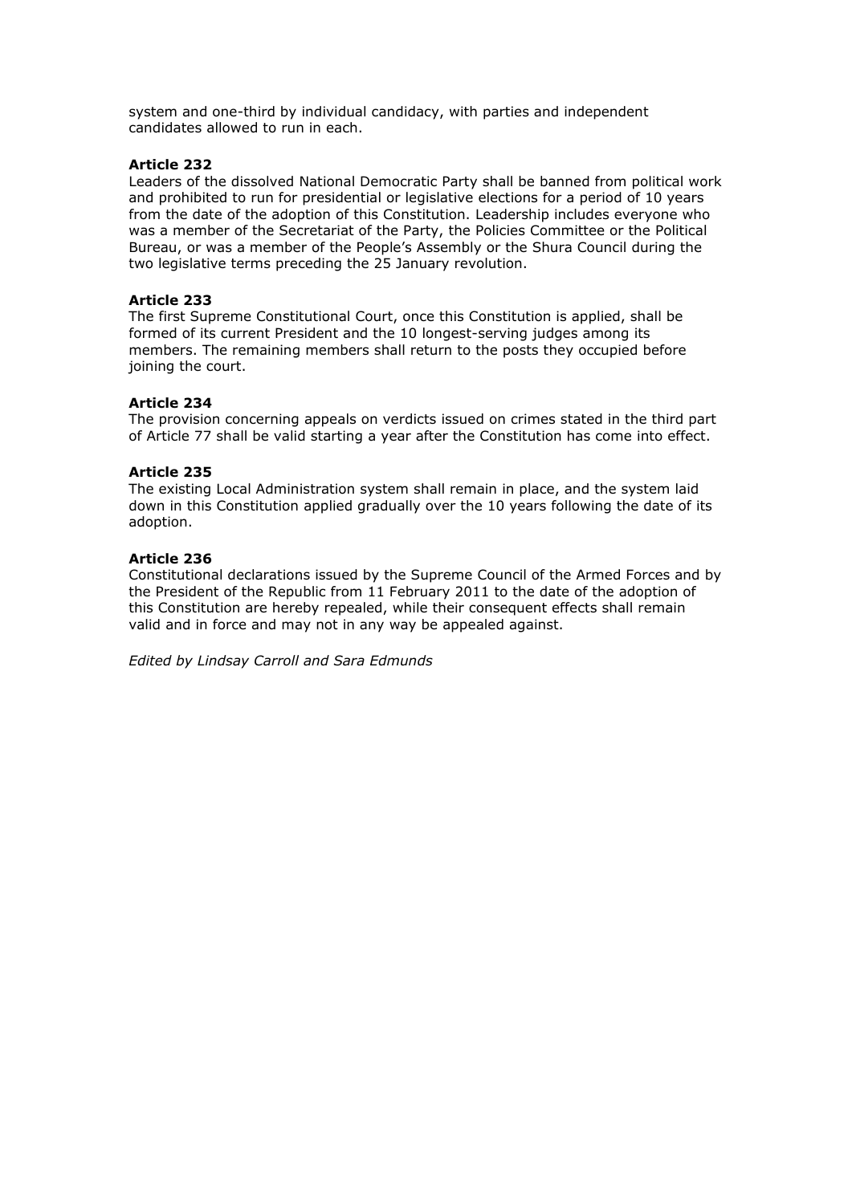system and one-third by individual candidacy, with parties and independent candidates allowed to run in each.

**Article 232**
Leaders of the dissolved National Democratic Party shall be banned from political work and prohibited to run for presidential or legislative elections for a period of 10 years from the date of the adoption of this Constitution. Leadership includes everyone who was a member of the Secretariat of the Party, the Policies Committee or the Political Bureau, or was a member of the People's Assembly or the Shura Council during the two legislative terms preceding the 25 January revolution.

**Article 233**
The first Supreme Constitutional Court, once this Constitution is applied, shall be formed of its current President and the 10 longest-serving judges among its members. The remaining members shall return to the posts they occupied before joining the court.

**Article 234**
The provision concerning appeals on verdicts issued on crimes stated in the third part of Article 77 shall be valid starting a year after the Constitution has come into effect.

**Article 235**
The existing Local Administration system shall remain in place, and the system laid down in this Constitution applied gradually over the 10 years following the date of its adoption.

**Article 236**
Constitutional declarations issued by the Supreme Council of the Armed Forces and by the President of the Republic from 11 February 2011 to the date of the adoption of this Constitution are hereby repealed, while their consequent effects shall remain valid and in force and may not in any way be appealed against.

*Edited by Lindsay Carroll and Sara Edmunds*